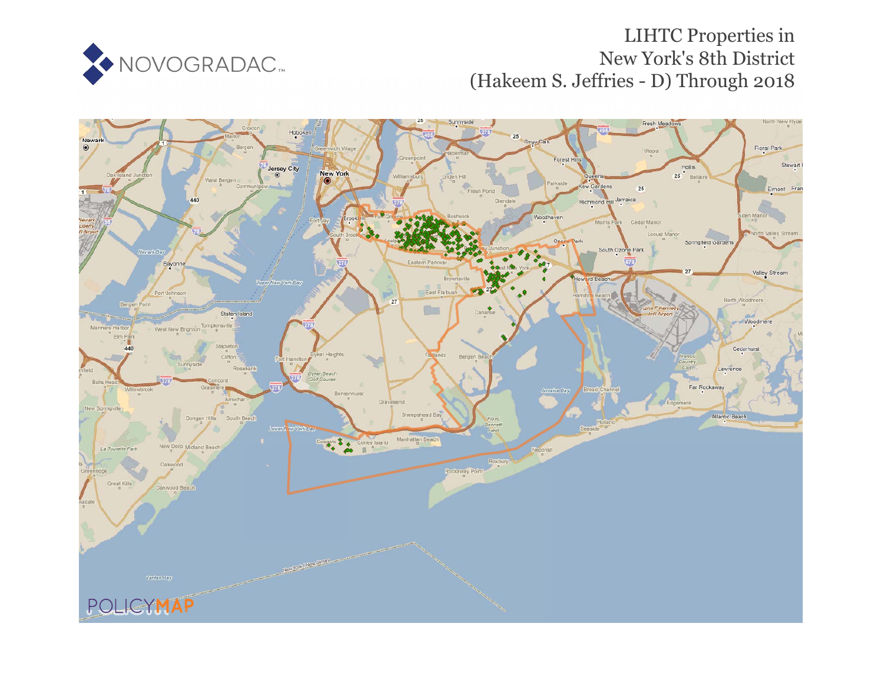NOVOGRADAC

# LIHTC Properties in New York's 8th District (Hakeem S. Jeffries - D) Through 2018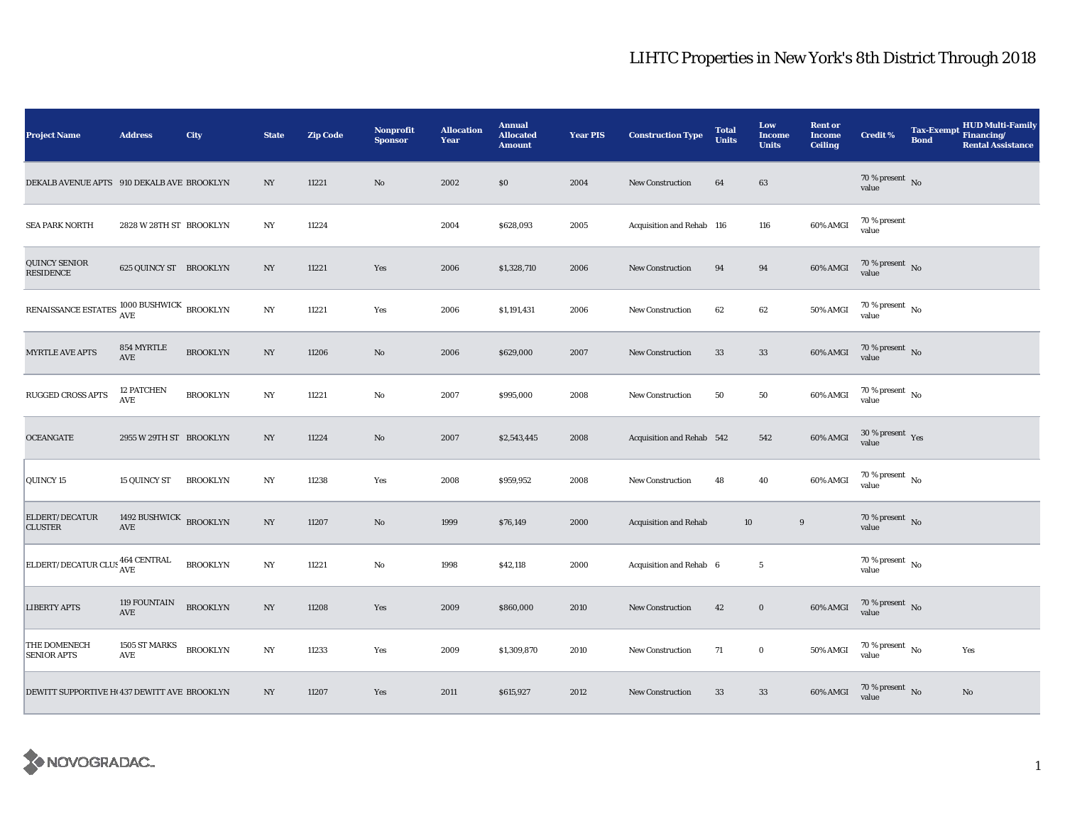# LIHTC Properties in New York's 8th District Through 2018

| Project Name | Address | City | State | Zip Code | Nonprofit Sponsor | Allocation Year | Annual Allocated Amount | Year PIS | Construction Type | Total Units | Low Income Units | Rent or Income Ceiling | Credit % | Tax-Exempt Bond | HUD Multi-Family Financing/ Rental Assistance |
|---|---|---|---|---|---|---|---|---|---|---|---|---|---|---|---|
| DEKALB AVENUE APTS | 910 DEKALB AVE | BROOKLYN | NY | 11221 | No | 2002 | $0 | 2004 | New Construction | 64 | 63 | | 70 % present value | No | |
| SEA PARK NORTH | 2828 W 28TH ST | BROOKLYN | NY | 11224 | | 2004 | $628,093 | 2005 | Acquisition and Rehab | 116 | 116 | 60% AMGI | 70 % present value | | |
| QUINCY SENIOR RESIDENCE | 625 QUINCY ST | BROOKLYN | NY | 11221 | Yes | 2006 | $1,328,710 | 2006 | New Construction | 94 | 94 | 60% AMGI | 70 % present value | No | |
| RENAISSANCE ESTATES | 1000 BUSHWICK AVE | BROOKLYN | NY | 11221 | Yes | 2006 | $1,191,431 | 2006 | New Construction | 62 | 62 | 50% AMGI | 70 % present value | No | |
| MYRTLE AVE APTS | 854 MYRTLE AVE | BROOKLYN | NY | 11206 | No | 2006 | $629,000 | 2007 | New Construction | 33 | 33 | 60% AMGI | 70 % present value | No | |
| RUGGED CROSS APTS | 12 PATCHEN AVE | BROOKLYN | NY | 11221 | No | 2007 | $995,000 | 2008 | New Construction | 50 | 50 | 60% AMGI | 70 % present value | No | |
| OCEANGATE | 2955 W 29TH ST | BROOKLYN | NY | 11224 | No | 2007 | $2,543,445 | 2008 | Acquisition and Rehab | 542 | 542 | 60% AMGI | 30 % present value | Yes | |
| QUINCY 15 | 15 QUINCY ST | BROOKLYN | NY | 11238 | Yes | 2008 | $959,952 | 2008 | New Construction | 48 | 40 | 60% AMGI | 70 % present value | No | |
| ELDERT/DECATUR CLUSTER | 1492 BUSHWICK AVE | BROOKLYN | NY | 11207 | No | 1999 | $76,149 | 2000 | Acquisition and Rehab | 10 | 9 | | 70 % present value | No | |
| ELDERT/DECATUR CLUS | 464 CENTRAL AVE | BROOKLYN | NY | 11221 | No | 1998 | $42,118 | 2000 | Acquisition and Rehab | 6 | 5 | | 70 % present value | No | |
| LIBERTY APTS | 119 FOUNTAIN AVE | BROOKLYN | NY | 11208 | Yes | 2009 | $860,000 | 2010 | New Construction | 42 | 0 | 60% AMGI | 70 % present value | No | |
| THE DOMENECH SENIOR APTS | 1505 ST MARKS AVE | BROOKLYN | NY | 11233 | Yes | 2009 | $1,309,870 | 2010 | New Construction | 71 | 0 | 50% AMGI | 70 % present value | No | Yes |
| DEWITT SUPPORTIVE H( | 437 DEWITT AVE | BROOKLYN | NY | 11207 | Yes | 2011 | $615,927 | 2012 | New Construction | 33 | 33 | 60% AMGI | 70 % present value | No | No |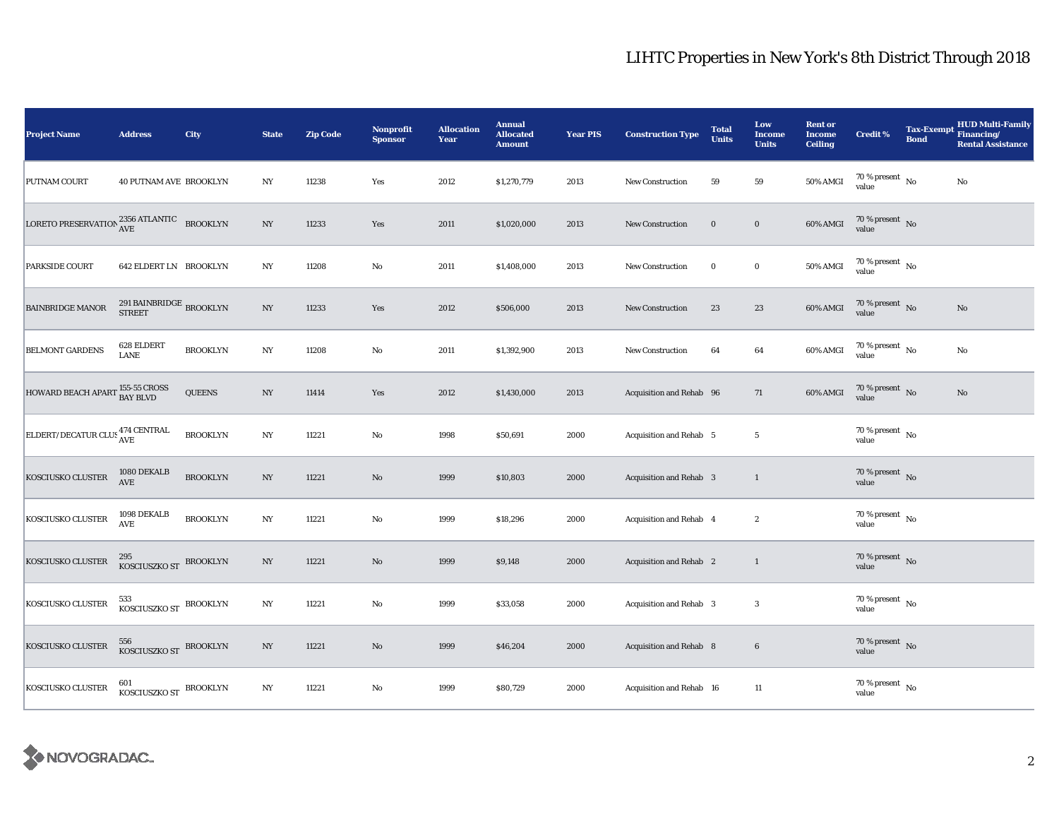# LIHTC Properties in New York's 8th District Through 2018

| Project Name | Address | City | State | Zip Code | Nonprofit Sponsor | Allocation Year | Annual Allocated Amount | Year PIS | Construction Type | Total Units | Low Income Units | Rent or Income Ceiling | Credit % | Tax-Exempt Bond | HUD Multi-Family Financing/ Rental Assistance |
|---|---|---|---|---|---|---|---|---|---|---|---|---|---|---|---|
| PUTNAM COURT | 40 PUTNAM AVE | BROOKLYN | NY | 11238 | Yes | 2012 | $1,270,779 | 2013 | New Construction | 59 | 59 | 50% AMGI | 70 % present value | No | No |
| LORETO PRESERVATION | 2356 ATLANTIC AVE | BROOKLYN | NY | 11233 | Yes | 2011 | $1,020,000 | 2013 | New Construction | 0 | 0 | 60% AMGI | 70 % present value | No | |
| PARKSIDE COURT | 642 ELDERT LN | BROOKLYN | NY | 11208 | No | 2011 | $1,408,000 | 2013 | New Construction | 0 | 0 | 50% AMGI | 70 % present value | No | |
| BAINBRIDGE MANOR | 291 BAINBRIDGE STREET | BROOKLYN | NY | 11233 | Yes | 2012 | $506,000 | 2013 | New Construction | 23 | 23 | 60% AMGI | 70 % present value | No | No |
| BELMONT GARDENS | 628 ELDERT LANE | BROOKLYN | NY | 11208 | No | 2011 | $1,392,900 | 2013 | New Construction | 64 | 64 | 60% AMGI | 70 % present value | No | No |
| HOWARD BEACH APART | 155-55 CROSS BAY BLVD | QUEENS | NY | 11414 | Yes | 2012 | $1,430,000 | 2013 | Acquisition and Rehab | 96 | 71 | 60% AMGI | 70 % present value | No | No |
| ELDERT/DECATUR CLUS | 474 CENTRAL AVE | BROOKLYN | NY | 11221 | No | 1998 | $50,691 | 2000 | Acquisition and Rehab | 5 | 5 | | 70 % present value | No | |
| KOSCIUSKO CLUSTER | 1080 DEKALB AVE | BROOKLYN | NY | 11221 | No | 1999 | $10,803 | 2000 | Acquisition and Rehab | 3 | 1 | | 70 % present value | No | |
| KOSCIUSKO CLUSTER | 1098 DEKALB AVE | BROOKLYN | NY | 11221 | No | 1999 | $18,296 | 2000 | Acquisition and Rehab | 4 | 2 | | 70 % present value | No | |
| KOSCIUSKO CLUSTER | 295 KOSCIUSZKO ST | BROOKLYN | NY | 11221 | No | 1999 | $9,148 | 2000 | Acquisition and Rehab | 2 | 1 | | 70 % present value | No | |
| KOSCIUSKO CLUSTER | 533 KOSCIUSZKO ST | BROOKLYN | NY | 11221 | No | 1999 | $33,058 | 2000 | Acquisition and Rehab | 3 | 3 | | 70 % present value | No | |
| KOSCIUSKO CLUSTER | 556 KOSCIUSZKO ST | BROOKLYN | NY | 11221 | No | 1999 | $46,204 | 2000 | Acquisition and Rehab | 8 | 6 | | 70 % present value | No | |
| KOSCIUSKO CLUSTER | 601 KOSCIUSZKO ST | BROOKLYN | NY | 11221 | No | 1999 | $80,729 | 2000 | Acquisition and Rehab | 16 | 11 | | 70 % present value | No | |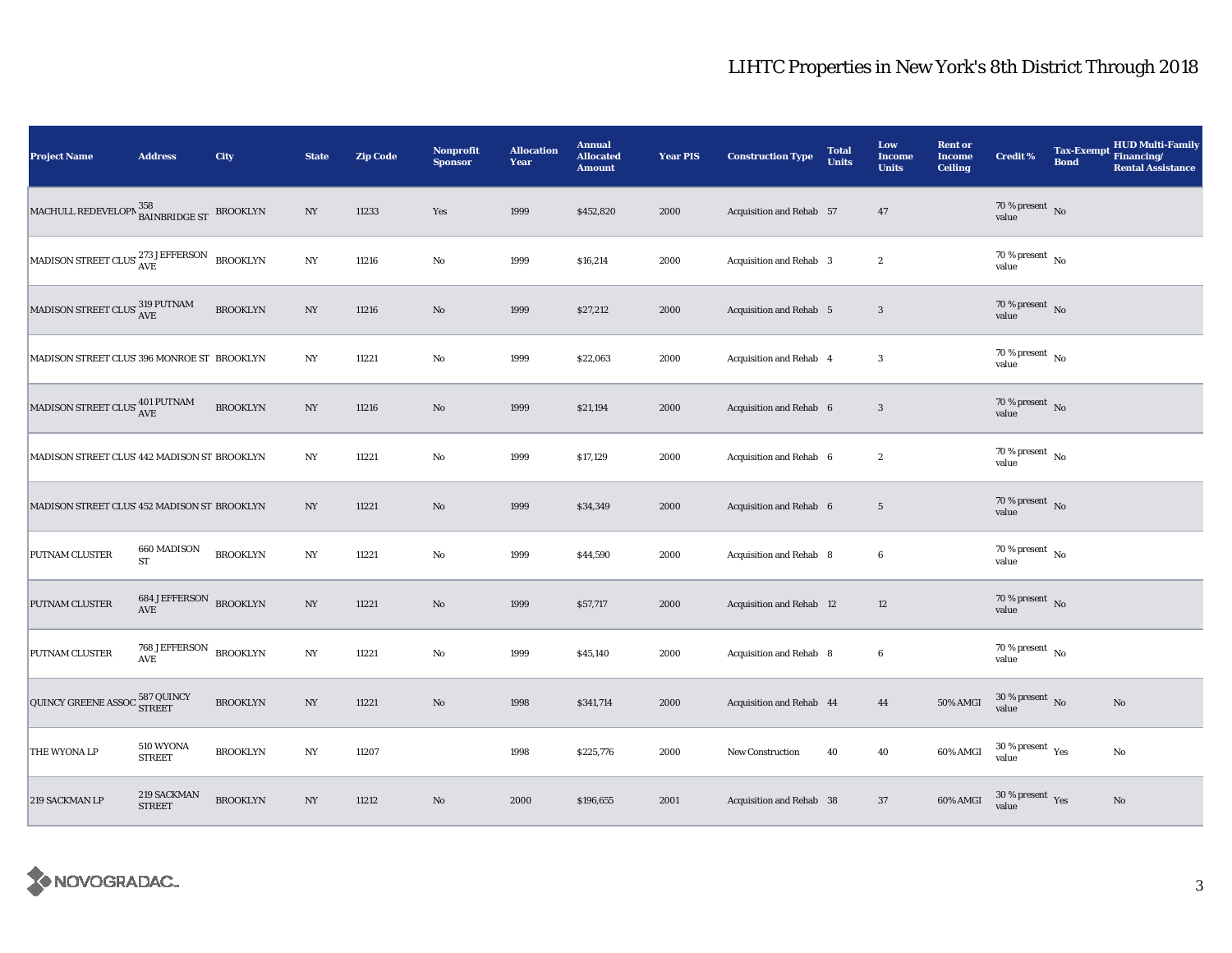# LIHTC Properties in New York's 8th District Through 2018

| Project Name | Address | City | State | Zip Code | Nonprofit Sponsor | Allocation Year | Annual Allocated Amount | Year PIS | Construction Type | Total Units | Low Income Units | Rent or Income Ceiling | Credit % | Tax-Exempt Bond | HUD Multi-Family Financing/ Rental Assistance |
|---|---|---|---|---|---|---|---|---|---|---|---|---|---|---|---|
| MACHULL REDEVELOPM | 358 BAINBRIDGE ST | BROOKLYN | NY | 11233 | Yes | 1999 | $452,820 | 2000 | Acquisition and Rehab | 57 | 47 | | 70 % present value | No | |
| MADISON STREET CLUS | 273 JEFFERSON AVE | BROOKLYN | NY | 11216 | No | 1999 | $16,214 | 2000 | Acquisition and Rehab | 3 | 2 | | 70 % present value | No | |
| MADISON STREET CLUS | 319 PUTNAM AVE | BROOKLYN | NY | 11216 | No | 1999 | $27,212 | 2000 | Acquisition and Rehab | 5 | 3 | | 70 % present value | No | |
| MADISON STREET CLUS | 396 MONROE ST | BROOKLYN | NY | 11221 | No | 1999 | $22,063 | 2000 | Acquisition and Rehab | 4 | 3 | | 70 % present value | No | |
| MADISON STREET CLUS | 401 PUTNAM AVE | BROOKLYN | NY | 11216 | No | 1999 | $21,194 | 2000 | Acquisition and Rehab | 6 | 3 | | 70 % present value | No | |
| MADISON STREET CLUS | 442 MADISON ST | BROOKLYN | NY | 11221 | No | 1999 | $17,129 | 2000 | Acquisition and Rehab | 6 | 2 | | 70 % present value | No | |
| MADISON STREET CLUS | 452 MADISON ST | BROOKLYN | NY | 11221 | No | 1999 | $34,349 | 2000 | Acquisition and Rehab | 6 | 5 | | 70 % present value | No | |
| PUTNAM CLUSTER | 660 MADISON ST | BROOKLYN | NY | 11221 | No | 1999 | $44,590 | 2000 | Acquisition and Rehab | 8 | 6 | | 70 % present value | No | |
| PUTNAM CLUSTER | 684 JEFFERSON AVE | BROOKLYN | NY | 11221 | No | 1999 | $57,717 | 2000 | Acquisition and Rehab | 12 | 12 | | 70 % present value | No | |
| PUTNAM CLUSTER | 768 JEFFERSON AVE | BROOKLYN | NY | 11221 | No | 1999 | $45,140 | 2000 | Acquisition and Rehab | 8 | 6 | | 70 % present value | No | |
| QUINCY GREENE ASSOC | 587 QUINCY STREET | BROOKLYN | NY | 11221 | No | 1998 | $341,714 | 2000 | Acquisition and Rehab | 44 | 44 | 50% AMGI | 30 % present value | No | No |
| THE WYONA LP | 510 WYONA STREET | BROOKLYN | NY | 11207 | | 1998 | $225,776 | 2000 | New Construction | 40 | 40 | 60% AMGI | 30 % present value | Yes | No |
| 219 SACKMAN LP | 219 SACKMAN STREET | BROOKLYN | NY | 11212 | No | 2000 | $196,655 | 2001 | Acquisition and Rehab | 38 | 37 | 60% AMGI | 30 % present value | Yes | No |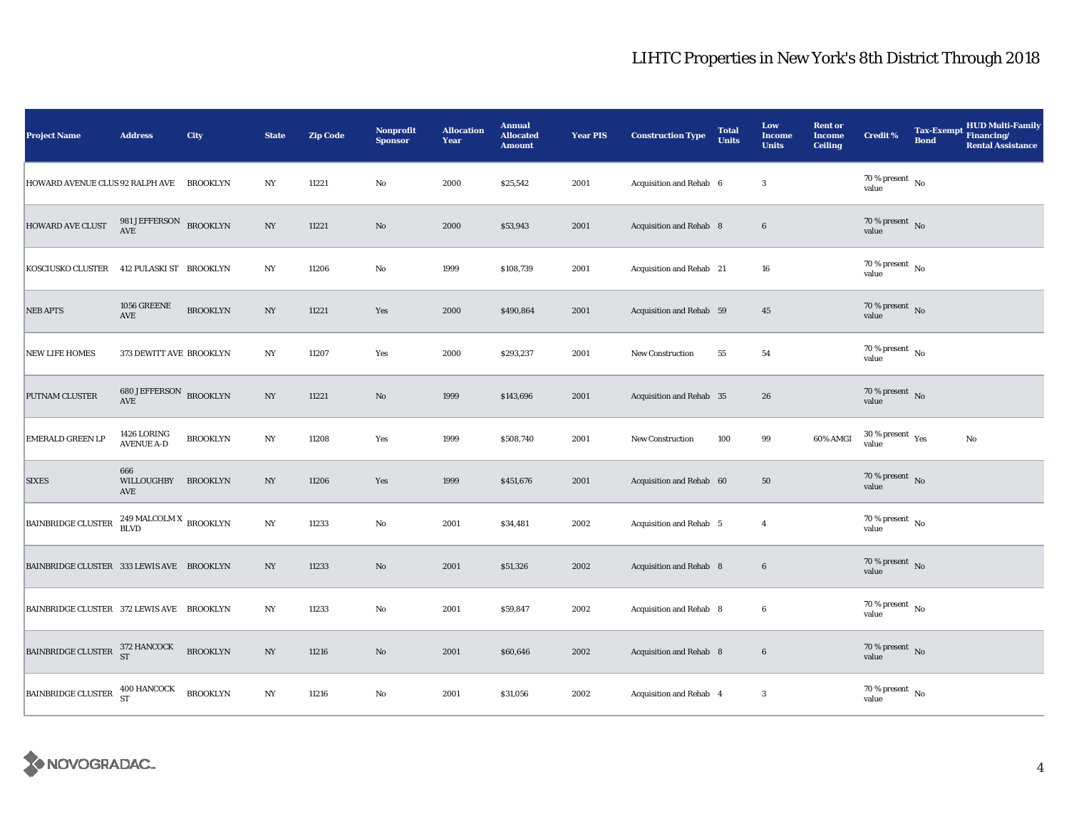# LIHTC Properties in New York's 8th District Through 2018

| Project Name | Address | City | State | Zip Code | Nonprofit Sponsor | Allocation Year | Annual Allocated Amount | Year PIS | Construction Type | Total Units | Low Income Units | Rent or Income Ceiling | Credit % | Tax-Exempt Bond | HUD Multi-Family Financing/ Rental Assistance |
|---|---|---|---|---|---|---|---|---|---|---|---|---|---|---|---|
| HOWARD AVENUE CLUS | 92 RALPH AVE | BROOKLYN | NY | 11221 | No | 2000 | $25,542 | 2001 | Acquisition and Rehab | 6 | 3 | | 70 % present value | No | |
| HOWARD AVE CLUST | 981 JEFFERSON AVE | BROOKLYN | NY | 11221 | No | 2000 | $53,943 | 2001 | Acquisition and Rehab | 8 | 6 | | 70 % present value | No | |
| KOSCIUSKO CLUSTER | 412 PULASKI ST | BROOKLYN | NY | 11206 | No | 1999 | $108,739 | 2001 | Acquisition and Rehab | 21 | 16 | | 70 % present value | No | |
| NEB APTS | 1056 GREENE AVE | BROOKLYN | NY | 11221 | Yes | 2000 | $490,864 | 2001 | Acquisition and Rehab | 59 | 45 | | 70 % present value | No | |
| NEW LIFE HOMES | 373 DEWITT AVE | BROOKLYN | NY | 11207 | Yes | 2000 | $293,237 | 2001 | New Construction | 55 | 54 | | 70 % present value | No | |
| PUTNAM CLUSTER | 680 JEFFERSON AVE | BROOKLYN | NY | 11221 | No | 1999 | $143,696 | 2001 | Acquisition and Rehab | 35 | 26 | | 70 % present value | No | |
| EMERALD GREEN LP | 1426 LORING AVENUE A-D | BROOKLYN | NY | 11208 | Yes | 1999 | $508,740 | 2001 | New Construction | 100 | 99 | 60% AMGI | 30 % present value | Yes | No |
| SIXES | 666 WILLOUGHBY AVE | BROOKLYN | NY | 11206 | Yes | 1999 | $451,676 | 2001 | Acquisition and Rehab | 60 | 50 | | 70 % present value | No | |
| BAINBRIDGE CLUSTER | 249 MALCOLM X BLVD | BROOKLYN | NY | 11233 | No | 2001 | $34,481 | 2002 | Acquisition and Rehab | 5 | 4 | | 70 % present value | No | |
| BAINBRIDGE CLUSTER | 333 LEWIS AVE | BROOKLYN | NY | 11233 | No | 2001 | $51,326 | 2002 | Acquisition and Rehab | 8 | 6 | | 70 % present value | No | |
| BAINBRIDGE CLUSTER | 372 LEWIS AVE | BROOKLYN | NY | 11233 | No | 2001 | $59,847 | 2002 | Acquisition and Rehab | 8 | 6 | | 70 % present value | No | |
| BAINBRIDGE CLUSTER | 372 HANCOCK ST | BROOKLYN | NY | 11216 | No | 2001 | $60,646 | 2002 | Acquisition and Rehab | 8 | 6 | | 70 % present value | No | |
| BAINBRIDGE CLUSTER | 400 HANCOCK ST | BROOKLYN | NY | 11216 | No | 2001 | $31,056 | 2002 | Acquisition and Rehab | 4 | 3 | | 70 % present value | No | |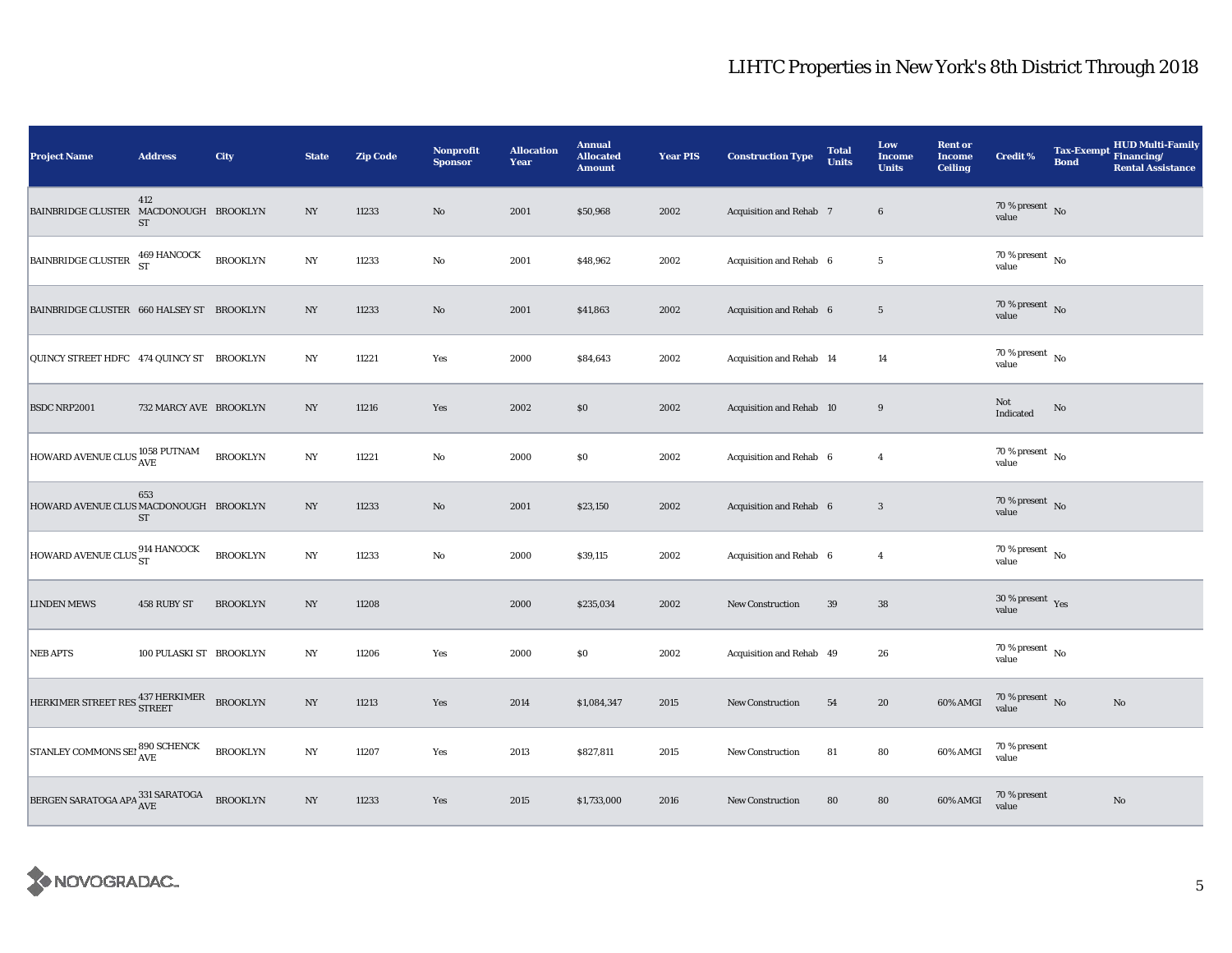# LIHTC Properties in New York's 8th District Through 2018

| Project Name | Address | City | State | Zip Code | Nonprofit Sponsor | Allocation Year | Annual Allocated Amount | Year PIS | Construction Type | Total Units | Low Income Units | Rent or Income Ceiling | Credit % | Tax-Exempt Bond | HUD Multi-Family Financing/ Rental Assistance |
|---|---|---|---|---|---|---|---|---|---|---|---|---|---|---|---|
| BAINBRIDGE CLUSTER | 412 MACDONOUGH ST | BROOKLYN | NY | 11233 | No | 2001 | $50,968 | 2002 | Acquisition and Rehab | 7 | 6 | | 70 % present value | No | |
| BAINBRIDGE CLUSTER | 469 HANCOCK ST | BROOKLYN | NY | 11233 | No | 2001 | $48,962 | 2002 | Acquisition and Rehab | 6 | 5 | | 70 % present value | No | |
| BAINBRIDGE CLUSTER | 660 HALSEY ST | BROOKLYN | NY | 11233 | No | 2001 | $41,863 | 2002 | Acquisition and Rehab | 6 | 5 | | 70 % present value | No | |
| QUINCY STREET HDFC | 474 QUINCY ST | BROOKLYN | NY | 11221 | Yes | 2000 | $84,643 | 2002 | Acquisition and Rehab | 14 | 14 | | 70 % present value | No | |
| BSDC NRP2001 | 732 MARCY AVE | BROOKLYN | NY | 11216 | Yes | 2002 | $0 | 2002 | Acquisition and Rehab | 10 | 9 | | Not Indicated | No | |
| HOWARD AVENUE CLUS | 1058 PUTNAM AVE | BROOKLYN | NY | 11221 | No | 2000 | $0 | 2002 | Acquisition and Rehab | 6 | 4 | | 70 % present value | No | |
| HOWARD AVENUE CLUS | 653 MACDONOUGH ST | BROOKLYN | NY | 11233 | No | 2001 | $23,150 | 2002 | Acquisition and Rehab | 6 | 3 | | 70 % present value | No | |
| HOWARD AVENUE CLUS | 914 HANCOCK ST | BROOKLYN | NY | 11233 | No | 2000 | $39,115 | 2002 | Acquisition and Rehab | 6 | 4 | | 70 % present value | No | |
| LINDEN MEWS | 458 RUBY ST | BROOKLYN | NY | 11208 | | 2000 | $235,034 | 2002 | New Construction | 39 | 38 | | 30 % present value | Yes | |
| NEB APTS | 100 PULASKI ST | BROOKLYN | NY | 11206 | Yes | 2000 | $0 | 2002 | Acquisition and Rehab | 49 | 26 | | 70 % present value | No | |
| HERKIMER STREET RES | 437 HERKIMER STREET | BROOKLYN | NY | 11213 | Yes | 2014 | $1,084,347 | 2015 | New Construction | 54 | 20 | 60% AMGI | 70 % present value | No | No |
| STANLEY COMMONS SEI | 890 SCHENCK AVE | BROOKLYN | NY | 11207 | Yes | 2013 | $827,811 | 2015 | New Construction | 81 | 80 | 60% AMGI | 70 % present value | | |
| BERGEN SARATOGA APA | 331 SARATOGA AVE | BROOKLYN | NY | 11233 | Yes | 2015 | $1,733,000 | 2016 | New Construction | 80 | 80 | 60% AMGI | 70 % present value | | No |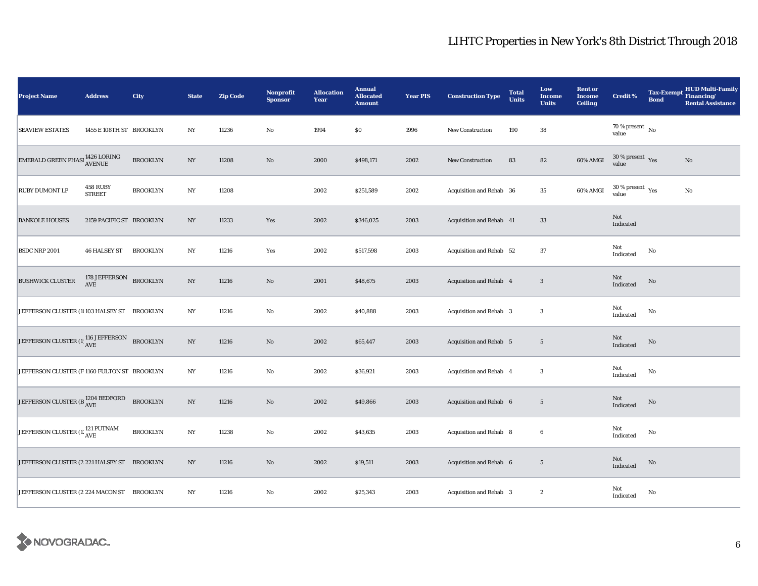# LIHTC Properties in New York's 8th District Through 2018

| Project Name | Address | City | State | Zip Code | Nonprofit Sponsor | Allocation Year | Annual Allocated Amount | Year PIS | Construction Type | Total Units | Low Income Units | Rent or Income Ceiling | Credit % | Tax-Exempt Bond | HUD Multi-Family Financing/ Rental Assistance |
|---|---|---|---|---|---|---|---|---|---|---|---|---|---|---|---|
| SEAVIEW ESTATES | 1455 E 108TH ST | BROOKLYN | NY | 11236 | No | 1994 | $0 | 1996 | New Construction | 190 | 38 | | 70 % present value | No | |
| EMERALD GREEN PHASI | 1426 LORING AVENUE | BROOKLYN | NY | 11208 | No | 2000 | $498,171 | 2002 | New Construction | 83 | 82 | 60% AMGI | 30 % present value | Yes | No |
| RUBY DUMONT LP | 458 RUBY STREET | BROOKLYN | NY | 11208 | | 2002 | $251,589 | 2002 | Acquisition and Rehab | 36 | 35 | 60% AMGI | 30 % present value | Yes | No |
| BANKOLE HOUSES | 2159 PACIFIC ST | BROOKLYN | NY | 11233 | Yes | 2002 | $346,025 | 2003 | Acquisition and Rehab | 41 | 33 | | Not Indicated | | |
| BSDC NRP 2001 | 46 HALSEY ST | BROOKLYN | NY | 11216 | Yes | 2002 | $517,598 | 2003 | Acquisition and Rehab | 52 | 37 | | Not Indicated | No | |
| BUSHWICK CLUSTER | 178 JEFFERSON AVE | BROOKLYN | NY | 11216 | No | 2001 | $48,675 | 2003 | Acquisition and Rehab | 4 | 3 | | Not Indicated | No | |
| JEFFERSON CLUSTER (1( | 103 HALSEY ST | BROOKLYN | NY | 11216 | No | 2002 | $40,888 | 2003 | Acquisition and Rehab | 3 | 3 | | Not Indicated | No | |
| JEFFERSON CLUSTER (1: | 116 JEFFERSON AVE | BROOKLYN | NY | 11216 | No | 2002 | $65,447 | 2003 | Acquisition and Rehab | 5 | 5 | | Not Indicated | No | |
| JEFFERSON CLUSTER (F | 1160 FULTON ST | BROOKLYN | NY | 11216 | No | 2002 | $36,921 | 2003 | Acquisition and Rehab | 4 | 3 | | Not Indicated | No | |
| JEFFERSON CLUSTER (B | 1204 BEDFORD AVE | BROOKLYN | NY | 11216 | No | 2002 | $49,866 | 2003 | Acquisition and Rehab | 6 | 5 | | Not Indicated | No | |
| JEFFERSON CLUSTER (1: | 121 PUTNAM AVE | BROOKLYN | NY | 11238 | No | 2002 | $43,635 | 2003 | Acquisition and Rehab | 8 | 6 | | Not Indicated | No | |
| JEFFERSON CLUSTER (2 | 221 HALSEY ST | BROOKLYN | NY | 11216 | No | 2002 | $19,511 | 2003 | Acquisition and Rehab | 6 | 5 | | Not Indicated | No | |
| JEFFERSON CLUSTER (2 | 224 MACON ST | BROOKLYN | NY | 11216 | No | 2002 | $25,343 | 2003 | Acquisition and Rehab | 3 | 2 | | Not Indicated | No | |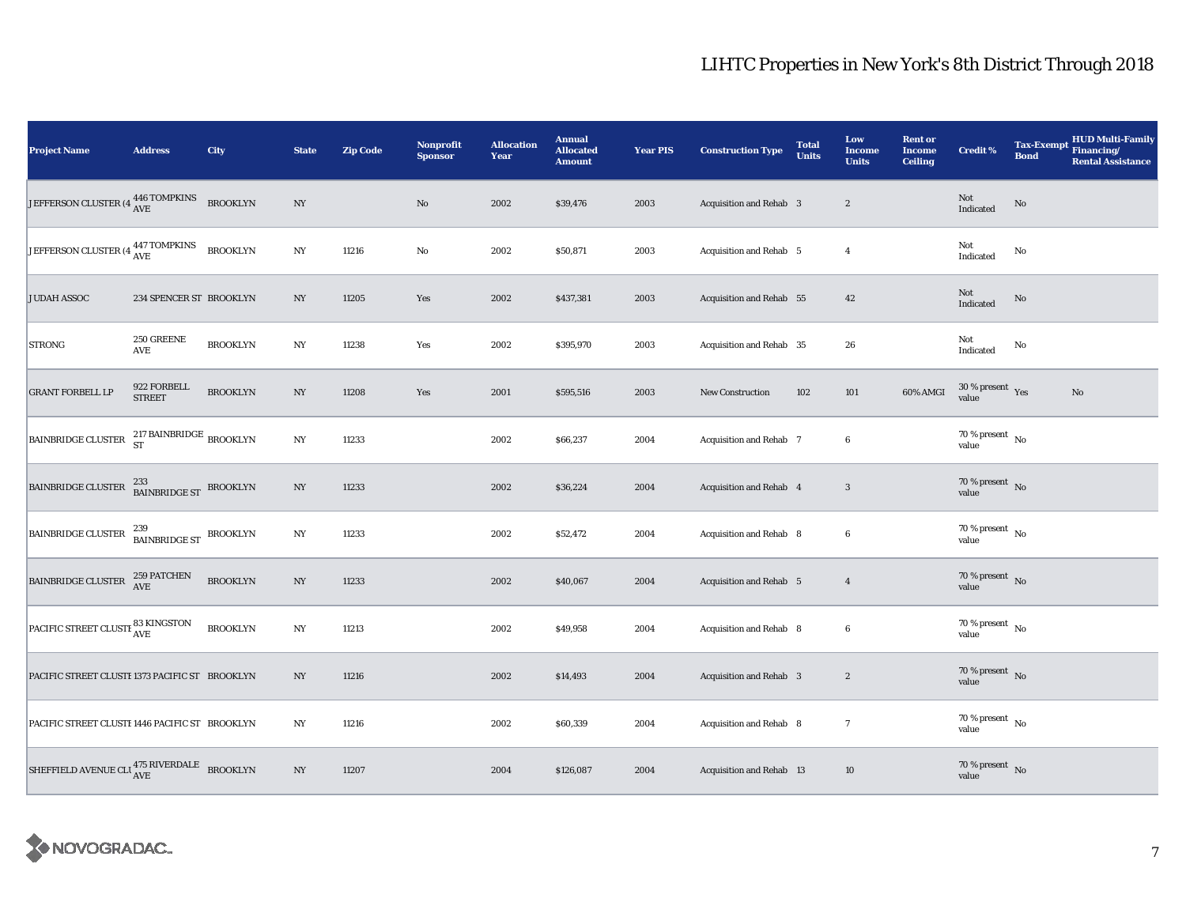# LIHTC Properties in New York's 8th District Through 2018

| Project Name | Address | City | State | Zip Code | Nonprofit Sponsor | Allocation Year | Annual Allocated Amount | Year PIS | Construction Type | Total Units | Low Income Units | Rent or Income Ceiling | Credit % | Tax-Exempt Bond | HUD Multi-Family Financing/ Rental Assistance |
|---|---|---|---|---|---|---|---|---|---|---|---|---|---|---|---|
| JEFFERSON CLUSTER (4 | 446 TOMPKINS AVE | BROOKLYN | NY | | No | 2002 | $39,476 | 2003 | Acquisition and Rehab | 3 | 2 | | Not Indicated | No | |
| JEFFERSON CLUSTER (4 | 447 TOMPKINS AVE | BROOKLYN | NY | 11216 | No | 2002 | $50,871 | 2003 | Acquisition and Rehab | 5 | 4 | | Not Indicated | No | |
| JUDAH ASSOC | 234 SPENCER ST | BROOKLYN | NY | 11205 | Yes | 2002 | $437,381 | 2003 | Acquisition and Rehab | 55 | 42 | | Not Indicated | No | |
| STRONG | 250 GREENE AVE | BROOKLYN | NY | 11238 | Yes | 2002 | $395,970 | 2003 | Acquisition and Rehab | 35 | 26 | | Not Indicated | No | |
| GRANT FORBELL LP | 922 FORBELL STREET | BROOKLYN | NY | 11208 | Yes | 2001 | $595,516 | 2003 | New Construction | 102 | 101 | 60% AMGI | 30 % present value | Yes | No |
| BAINBRIDGE CLUSTER | 217 BAINBRIDGE ST | BROOKLYN | NY | 11233 | | 2002 | $66,237 | 2004 | Acquisition and Rehab | 7 | 6 | | 70 % present value | No | |
| BAINBRIDGE CLUSTER | 233 BAINBRIDGE ST | BROOKLYN | NY | 11233 | | 2002 | $36,224 | 2004 | Acquisition and Rehab | 4 | 3 | | 70 % present value | No | |
| BAINBRIDGE CLUSTER | 239 BAINBRIDGE ST | BROOKLYN | NY | 11233 | | 2002 | $52,472 | 2004 | Acquisition and Rehab | 8 | 6 | | 70 % present value | No | |
| BAINBRIDGE CLUSTER | 259 PATCHEN AVE | BROOKLYN | NY | 11233 | | 2002 | $40,067 | 2004 | Acquisition and Rehab | 5 | 4 | | 70 % present value | No | |
| PACIFIC STREET CLUSTI | 83 KINGSTON AVE | BROOKLYN | NY | 11213 | | 2002 | $49,958 | 2004 | Acquisition and Rehab | 8 | 6 | | 70 % present value | No | |
| PACIFIC STREET CLUSTI | 1373 PACIFIC ST | BROOKLYN | NY | 11216 | | 2002 | $14,493 | 2004 | Acquisition and Rehab | 3 | 2 | | 70 % present value | No | |
| PACIFIC STREET CLUSTI | 1446 PACIFIC ST | BROOKLYN | NY | 11216 | | 2002 | $60,339 | 2004 | Acquisition and Rehab | 8 | 7 | | 70 % present value | No | |
| SHEFFIELD AVENUE CLU | 475 RIVERDALE AVE | BROOKLYN | NY | 11207 | | 2004 | $126,087 | 2004 | Acquisition and Rehab | 13 | 10 | | 70 % present value | No | |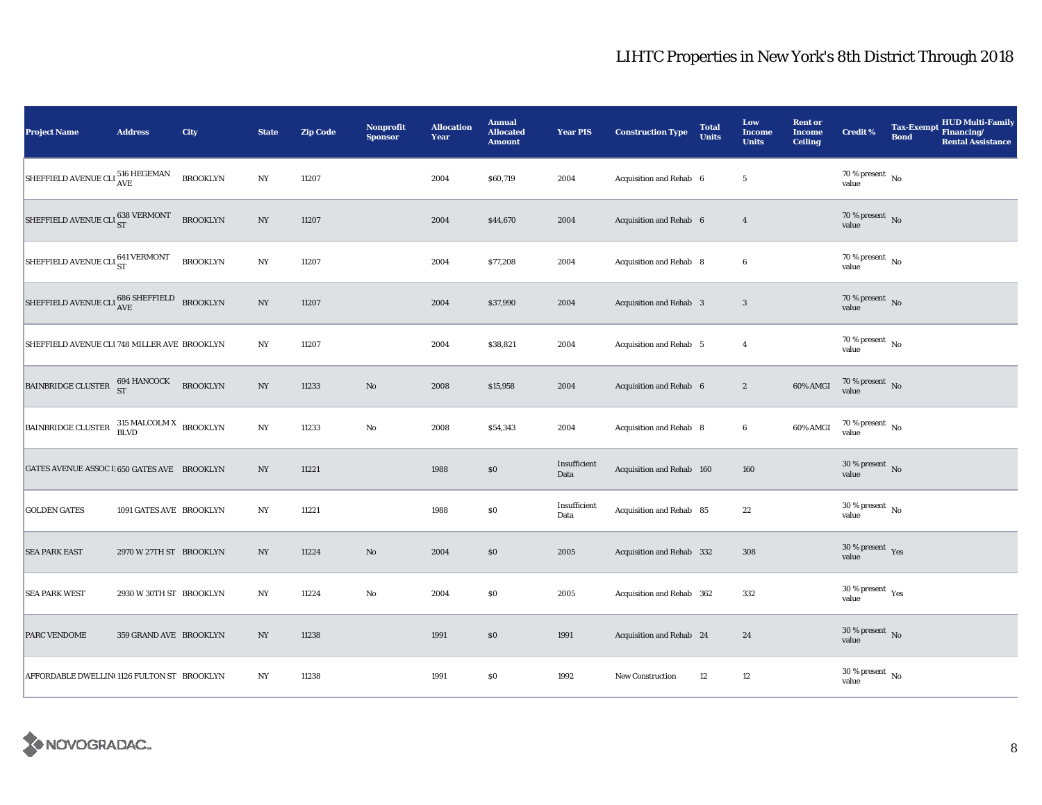# LIHTC Properties in New York's 8th District Through 2018

| Project Name | Address | City | State | Zip Code | Nonprofit Sponsor | Allocation Year | Annual Allocated Amount | Year PIS | Construction Type | Total Units | Low Income Units | Rent or Income Ceiling | Credit % | Tax-Exempt Bond | HUD Multi-Family Financing/ Rental Assistance |
|---|---|---|---|---|---|---|---|---|---|---|---|---|---|---|---|
| SHEFFIELD AVENUE CLU | 516 HEGEMAN AVE | BROOKLYN | NY | 11207 | | 2004 | $60,719 | 2004 | Acquisition and Rehab | 6 | 5 | | 70 % present value | No | |
| SHEFFIELD AVENUE CLU | 638 VERMONT ST | BROOKLYN | NY | 11207 | | 2004 | $44,670 | 2004 | Acquisition and Rehab | 6 | 4 | | 70 % present value | No | |
| SHEFFIELD AVENUE CLU | 641 VERMONT ST | BROOKLYN | NY | 11207 | | 2004 | $77,208 | 2004 | Acquisition and Rehab | 8 | 6 | | 70 % present value | No | |
| SHEFFIELD AVENUE CLU | 686 SHEFFIELD AVE | BROOKLYN | NY | 11207 | | 2004 | $37,990 | 2004 | Acquisition and Rehab | 3 | 3 | | 70 % present value | No | |
| SHEFFIELD AVENUE CLU | 748 MILLER AVE | BROOKLYN | NY | 11207 | | 2004 | $38,821 | 2004 | Acquisition and Rehab | 5 | 4 | | 70 % present value | No | |
| BAINBRIDGE CLUSTER | 694 HANCOCK ST | BROOKLYN | NY | 11233 | No | 2008 | $15,958 | 2004 | Acquisition and Rehab | 6 | 2 | 60% AMGI | 70 % present value | No | |
| BAINBRIDGE CLUSTER | 315 MALCOLM X BLVD | BROOKLYN | NY | 11233 | No | 2008 | $54,343 | 2004 | Acquisition and Rehab | 8 | 6 | 60% AMGI | 70 % present value | No | |
| GATES AVENUE ASSOC I | 650 GATES AVE | BROOKLYN | NY | 11221 | | 1988 | $0 | Insufficient Data | Acquisition and Rehab | 160 | 160 | | 30 % present value | No | |
| GOLDEN GATES | 1091 GATES AVE | BROOKLYN | NY | 11221 | | 1988 | $0 | Insufficient Data | Acquisition and Rehab | 85 | 22 | | 30 % present value | No | |
| SEA PARK EAST | 2970 W 27TH ST | BROOKLYN | NY | 11224 | No | 2004 | $0 | 2005 | Acquisition and Rehab | 332 | 308 | | 30 % present value | Yes | |
| SEA PARK WEST | 2930 W 30TH ST | BROOKLYN | NY | 11224 | No | 2004 | $0 | 2005 | Acquisition and Rehab | 362 | 332 | | 30 % present value | Yes | |
| PARC VENDOME | 359 GRAND AVE | BROOKLYN | NY | 11238 | | 1991 | $0 | 1991 | Acquisition and Rehab | 24 | 24 | | 30 % present value | No | |
| AFFORDABLE DWELLIN( | 1126 FULTON ST | BROOKLYN | NY | 11238 | | 1991 | $0 | 1992 | New Construction | 12 | 12 | | 30 % present value | No | |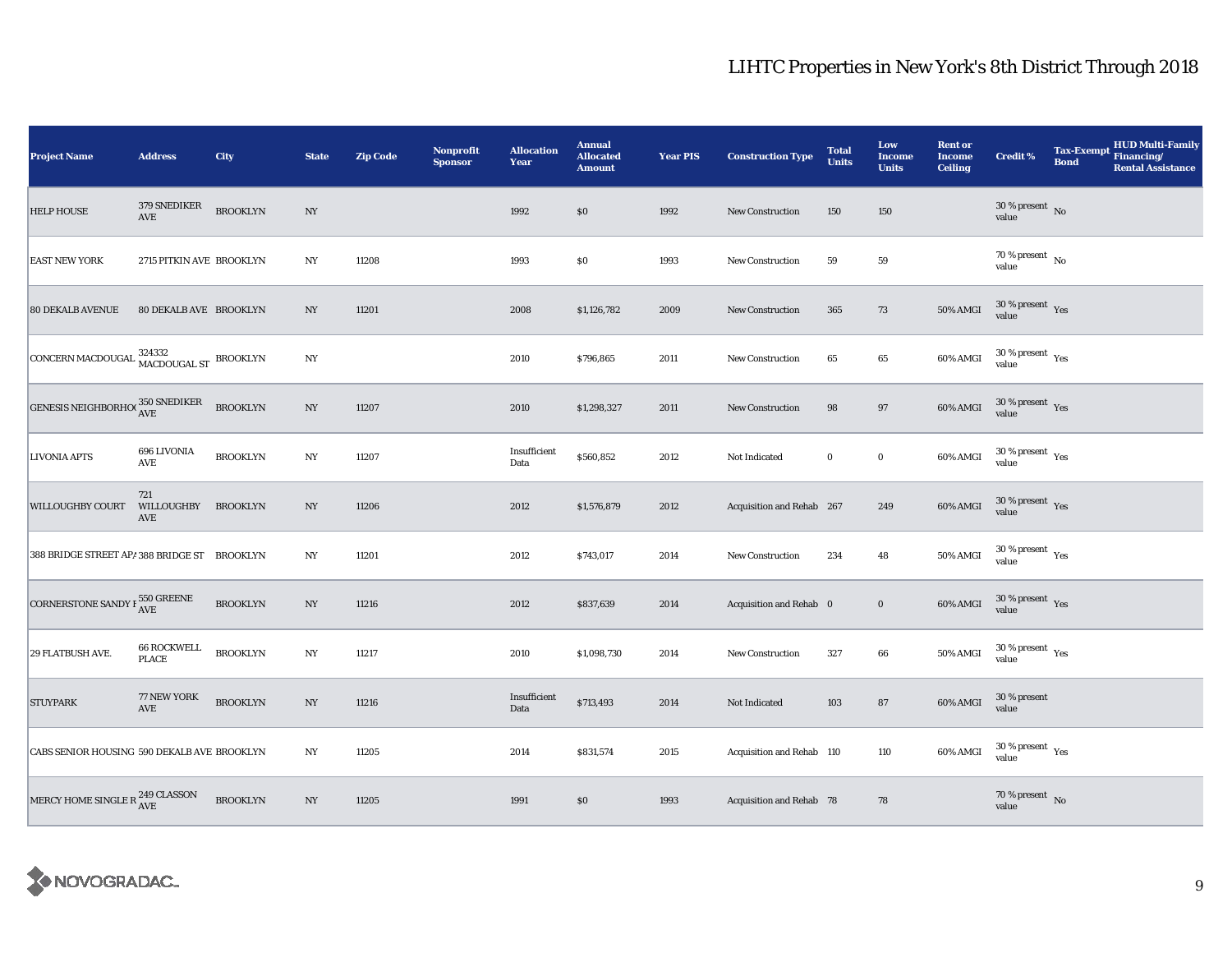# LIHTC Properties in New York's 8th District Through 2018

| Project Name | Address | City | State | Zip Code | Nonprofit Sponsor | Allocation Year | Annual Allocated Amount | Year PIS | Construction Type | Total Units | Low Income Units | Rent or Income Ceiling | Credit % | Tax-Exempt Bond | HUD Multi-Family Financing/ Rental Assistance |
|---|---|---|---|---|---|---|---|---|---|---|---|---|---|---|---|
| HELP HOUSE | 379 SNEDIKER AVE | BROOKLYN | NY | | | 1992 | $0 | 1992 | New Construction | 150 | 150 | | 30 % present value | No | |
| EAST NEW YORK | 2715 PITKIN AVE | BROOKLYN | NY | 11208 | | 1993 | $0 | 1993 | New Construction | 59 | 59 | | 70 % present value | No | |
| 80 DEKALB AVENUE | 80 DEKALB AVE | BROOKLYN | NY | 11201 | | 2008 | $1,126,782 | 2009 | New Construction | 365 | 73 | 50% AMGI | 30 % present value | Yes | |
| CONCERN MACDOUGAL | 324332 MACDOUGAL ST | BROOKLYN | NY | | | 2010 | $796,865 | 2011 | New Construction | 65 | 65 | 60% AMGI | 30 % present value | Yes | |
| GENESIS NEIGHBORHO | 350 SNEDIKER AVE | BROOKLYN | NY | 11207 | | 2010 | $1,298,327 | 2011 | New Construction | 98 | 97 | 60% AMGI | 30 % present value | Yes | |
| LIVONIA APTS | 696 LIVONIA AVE | BROOKLYN | NY | 11207 | | Insufficient Data | $560,852 | 2012 | Not Indicated | 0 | 0 | 60% AMGI | 30 % present value | Yes | |
| WILLOUGHBY COURT | 721 WILLOUGHBY AVE | BROOKLYN | NY | 11206 | | 2012 | $1,576,879 | 2012 | Acquisition and Rehab | 267 | 249 | 60% AMGI | 30 % present value | Yes | |
| 388 BRIDGE STREET AP | 388 BRIDGE ST | BROOKLYN | NY | 11201 | | 2012 | $743,017 | 2014 | New Construction | 234 | 48 | 50% AMGI | 30 % present value | Yes | |
| CORNERSTONE SANDY I | 550 GREENE AVE | BROOKLYN | NY | 11216 | | 2012 | $837,639 | 2014 | Acquisition and Rehab | 0 | 0 | 60% AMGI | 30 % present value | Yes | |
| 29 FLATBUSH AVE. | 66 ROCKWELL PLACE | BROOKLYN | NY | 11217 | | 2010 | $1,098,730 | 2014 | New Construction | 327 | 66 | 50% AMGI | 30 % present value | Yes | |
| STUYPARK | 77 NEW YORK AVE | BROOKLYN | NY | 11216 | | Insufficient Data | $713,493 | 2014 | Not Indicated | 103 | 87 | 60% AMGI | 30 % present value | | |
| CABS SENIOR HOUSING | 590 DEKALB AVE | BROOKLYN | NY | 11205 | | 2014 | $831,574 | 2015 | Acquisition and Rehab | 110 | 110 | 60% AMGI | 30 % present value | Yes | |
| MERCY HOME SINGLE R | 249 CLASSON AVE | BROOKLYN | NY | 11205 | | 1991 | $0 | 1993 | Acquisition and Rehab | 78 | 78 | | 70 % present value | No | |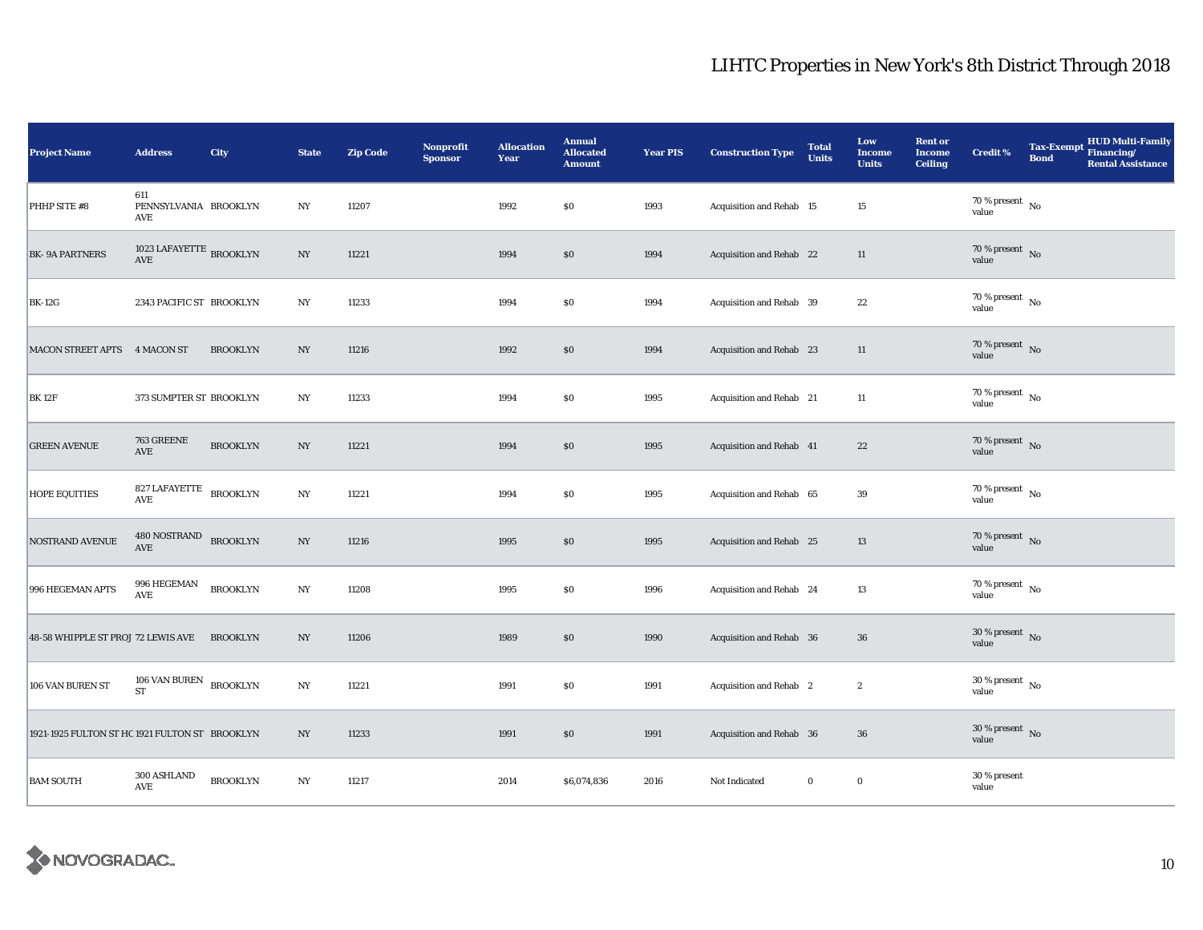# LIHTC Properties in New York's 8th District Through 2018

| Project Name | Address | City | State | Zip Code | Nonprofit Sponsor | Allocation Year | Annual Allocated Amount | Year PIS | Construction Type | Total Units | Low Income Units | Rent or Income Ceiling | Credit % | Tax-Exempt Bond | HUD Multi-Family Financing/ Rental Assistance |
|---|---|---|---|---|---|---|---|---|---|---|---|---|---|---|---|
| PHHP SITE #8 | 611 PENNSYLVANIA AVE | BROOKLYN | NY | 11207 | | 1992 | $0 | 1993 | Acquisition and Rehab | 15 | 15 | | 70 % present value | No | |
| BK- 9A PARTNERS | 1023 LAFAYETTE AVE | BROOKLYN | NY | 11221 | | 1994 | $0 | 1994 | Acquisition and Rehab | 22 | 11 | | 70 % present value | No | |
| BK-12G | 2343 PACIFIC ST | BROOKLYN | NY | 11233 | | 1994 | $0 | 1994 | Acquisition and Rehab | 39 | 22 | | 70 % present value | No | |
| MACON STREET APTS | 4 MACON ST | BROOKLYN | NY | 11216 | | 1992 | $0 | 1994 | Acquisition and Rehab | 23 | 11 | | 70 % present value | No | |
| BK 12F | 373 SUMPTER ST | BROOKLYN | NY | 11233 | | 1994 | $0 | 1995 | Acquisition and Rehab | 21 | 11 | | 70 % present value | No | |
| GREEN AVENUE | 763 GREENE AVE | BROOKLYN | NY | 11221 | | 1994 | $0 | 1995 | Acquisition and Rehab | 41 | 22 | | 70 % present value | No | |
| HOPE EQUITIES | 827 LAFAYETTE AVE | BROOKLYN | NY | 11221 | | 1994 | $0 | 1995 | Acquisition and Rehab | 65 | 39 | | 70 % present value | No | |
| NOSTRAND AVENUE | 480 NOSTRAND AVE | BROOKLYN | NY | 11216 | | 1995 | $0 | 1995 | Acquisition and Rehab | 25 | 13 | | 70 % present value | No | |
| 996 HEGEMAN APTS | 996 HEGEMAN AVE | BROOKLYN | NY | 11208 | | 1995 | $0 | 1996 | Acquisition and Rehab | 24 | 13 | | 70 % present value | No | |
| 48-58 WHIPPLE ST PROJ | 72 LEWIS AVE | BROOKLYN | NY | 11206 | | 1989 | $0 | 1990 | Acquisition and Rehab | 36 | 36 | | 30 % present value | No | |
| 106 VAN BUREN ST | 106 VAN BUREN ST | BROOKLYN | NY | 11221 | | 1991 | $0 | 1991 | Acquisition and Rehab | 2 | 2 | | 30 % present value | No | |
| 1921-1925 FULTON ST HC | 1921 FULTON ST | BROOKLYN | NY | 11233 | | 1991 | $0 | 1991 | Acquisition and Rehab | 36 | 36 | | 30 % present value | No | |
| BAM SOUTH | 300 ASHLAND AVE | BROOKLYN | NY | 11217 | | 2014 | $6,074,836 | 2016 | Not Indicated | 0 | 0 | | 30 % present value | | |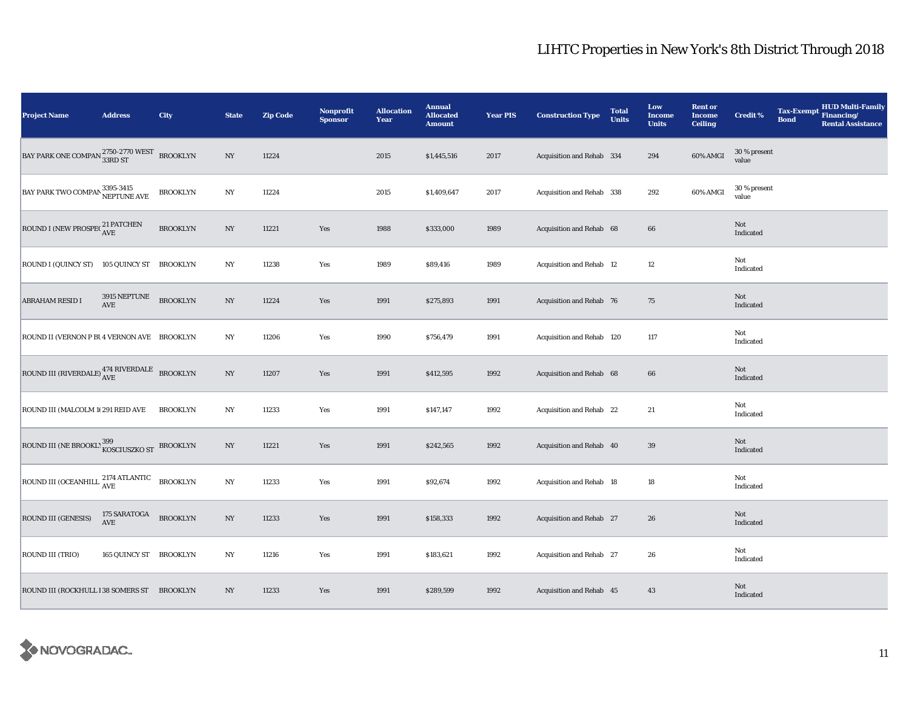# LIHTC Properties in New York's 8th District Through 2018

| Project Name | Address | City | State | Zip Code | Nonprofit Sponsor | Allocation Year | Annual Allocated Amount | Year PIS | Construction Type | Total Units | Low Income Units | Rent or Income Ceiling | Credit % | Tax-Exempt Bond | HUD Multi-Family Financing/ Rental Assistance |
|---|---|---|---|---|---|---|---|---|---|---|---|---|---|---|---|
| BAY PARK ONE COMPAN | 2750-2770 WEST 33RD ST | BROOKLYN | NY | 11224 | | 2015 | $1,445,516 | 2017 | Acquisition and Rehab | 334 | 294 | 60% AMGI | 30 % present value | | |
| BAY PARK TWO COMPAN | 3395-3415 NEPTUNE AVE | BROOKLYN | NY | 11224 | | 2015 | $1,409,647 | 2017 | Acquisition and Rehab | 338 | 292 | 60% AMGI | 30 % present value | | |
| ROUND I (NEW PROSPE( | 21 PATCHEN AVE | BROOKLYN | NY | 11221 | Yes | 1988 | $333,000 | 1989 | Acquisition and Rehab | 68 | 66 | | Not Indicated | | |
| ROUND I (QUINCY ST) | 105 QUINCY ST | BROOKLYN | NY | 11238 | Yes | 1989 | $89,416 | 1989 | Acquisition and Rehab | 12 | 12 | | Not Indicated | | |
| ABRAHAM RESID I | 3915 NEPTUNE AVE | BROOKLYN | NY | 11224 | Yes | 1991 | $275,893 | 1991 | Acquisition and Rehab | 76 | 75 | | Not Indicated | | |
| ROUND II (VERNON P BU | 4 VERNON AVE | BROOKLYN | NY | 11206 | Yes | 1990 | $756,479 | 1991 | Acquisition and Rehab | 120 | 117 | | Not Indicated | | |
| ROUND III (RIVERDALE) | 474 RIVERDALE AVE | BROOKLYN | NY | 11207 | Yes | 1991 | $412,595 | 1992 | Acquisition and Rehab | 68 | 66 | | Not Indicated | | |
| ROUND III (MALCOLM 1( | 291 REID AVE | BROOKLYN | NY | 11233 | Yes | 1991 | $147,147 | 1992 | Acquisition and Rehab | 22 | 21 | | Not Indicated | | |
| ROUND III (NE BROOKLY | 399 KOSCIUSZKO ST | BROOKLYN | NY | 11221 | Yes | 1991 | $242,565 | 1992 | Acquisition and Rehab | 40 | 39 | | Not Indicated | | |
| ROUND III (OCEANHILL | 2174 ATLANTIC AVE | BROOKLYN | NY | 11233 | Yes | 1991 | $92,674 | 1992 | Acquisition and Rehab | 18 | 18 | | Not Indicated | | |
| ROUND III (GENESIS) | 175 SARATOGA AVE | BROOKLYN | NY | 11233 | Yes | 1991 | $158,333 | 1992 | Acquisition and Rehab | 27 | 26 | | Not Indicated | | |
| ROUND III (TRIO) | 165 QUINCY ST | BROOKLYN | NY | 11216 | Yes | 1991 | $183,621 | 1992 | Acquisition and Rehab | 27 | 26 | | Not Indicated | | |
| ROUND III (ROCKHULL I | 38 SOMERS ST | BROOKLYN | NY | 11233 | Yes | 1991 | $289,599 | 1992 | Acquisition and Rehab | 45 | 43 | | Not Indicated | | |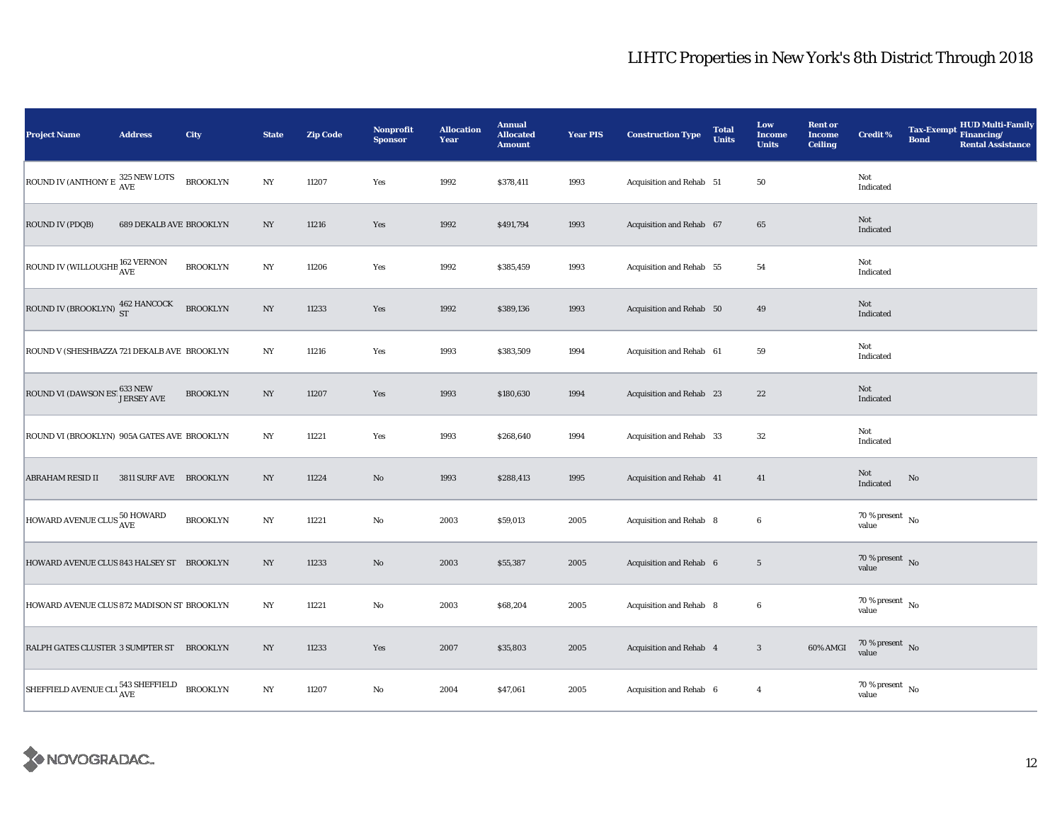# LIHTC Properties in New York's 8th District Through 2018

| Project Name | Address | City | State | Zip Code | Nonprofit Sponsor | Allocation Year | Annual Allocated Amount | Year PIS | Construction Type | Total Units | Low Income Units | Rent or Income Ceiling | Credit % | Tax-Exempt Bond | HUD Multi-Family Financing/ Rental Assistance |
|---|---|---|---|---|---|---|---|---|---|---|---|---|---|---|---|
| ROUND IV (ANTHONY E | 325 NEW LOTS AVE | BROOKLYN | NY | 11207 | Yes | 1992 | $378,411 | 1993 | Acquisition and Rehab | 51 | 50 | | Not Indicated | | |
| ROUND IV (PDQB) | 689 DEKALB AVE | BROOKLYN | NY | 11216 | Yes | 1992 | $491,794 | 1993 | Acquisition and Rehab | 67 | 65 | | Not Indicated | | |
| ROUND IV (WILLOUGHB | 162 VERNON AVE | BROOKLYN | NY | 11206 | Yes | 1992 | $385,459 | 1993 | Acquisition and Rehab | 55 | 54 | | Not Indicated | | |
| ROUND IV (BROOKLYN) | 462 HANCOCK ST | BROOKLYN | NY | 11233 | Yes | 1992 | $389,136 | 1993 | Acquisition and Rehab | 50 | 49 | | Not Indicated | | |
| ROUND V (SHESHBAZZA | 721 DEKALB AVE | BROOKLYN | NY | 11216 | Yes | 1993 | $383,509 | 1994 | Acquisition and Rehab | 61 | 59 | | Not Indicated | | |
| ROUND VI (DAWSON EST | 633 NEW JERSEY AVE | BROOKLYN | NY | 11207 | Yes | 1993 | $180,630 | 1994 | Acquisition and Rehab | 23 | 22 | | Not Indicated | | |
| ROUND VI (BROOKLYN) | 905A GATES AVE | BROOKLYN | NY | 11221 | Yes | 1993 | $268,640 | 1994 | Acquisition and Rehab | 33 | 32 | | Not Indicated | | |
| ABRAHAM RESID II | 3811 SURF AVE | BROOKLYN | NY | 11224 | No | 1993 | $288,413 | 1995 | Acquisition and Rehab | 41 | 41 | | Not Indicated | No | |
| HOWARD AVENUE CLUS | 50 HOWARD AVE | BROOKLYN | NY | 11221 | No | 2003 | $59,013 | 2005 | Acquisition and Rehab | 8 | 6 | | 70 % present value | No | |
| HOWARD AVENUE CLUS | 843 HALSEY ST | BROOKLYN | NY | 11233 | No | 2003 | $55,387 | 2005 | Acquisition and Rehab | 6 | 5 | | 70 % present value | No | |
| HOWARD AVENUE CLUS | 872 MADISON ST | BROOKLYN | NY | 11221 | No | 2003 | $68,204 | 2005 | Acquisition and Rehab | 8 | 6 | | 70 % present value | No | |
| RALPH GATES CLUSTER | 3 SUMPTER ST | BROOKLYN | NY | 11233 | Yes | 2007 | $35,803 | 2005 | Acquisition and Rehab | 4 | 3 | 60% AMGI | 70 % present value | No | |
| SHEFFIELD AVENUE CLU | 543 SHEFFIELD AVE | BROOKLYN | NY | 11207 | No | 2004 | $47,061 | 2005 | Acquisition and Rehab | 6 | 4 | | 70 % present value | No | |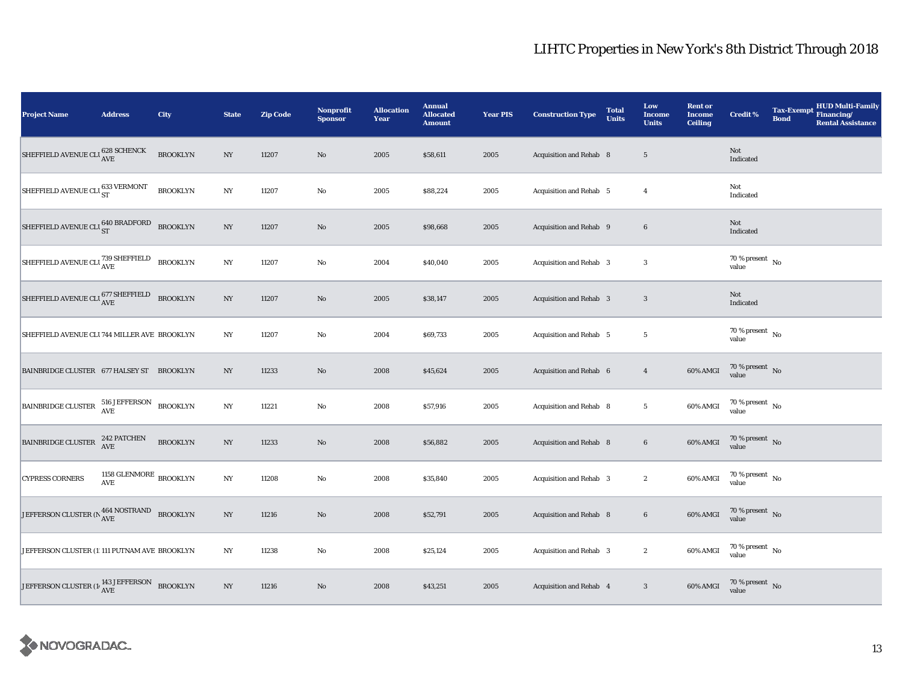# LIHTC Properties in New York's 8th District Through 2018

| Project Name | Address | City | State | Zip Code | Nonprofit Sponsor | Allocation Year | Annual Allocated Amount | Year PIS | Construction Type | Total Units | Low Income Units | Rent or Income Ceiling | Credit % | Tax-Exempt Bond | HUD Multi-Family Financing/ Rental Assistance |
|---|---|---|---|---|---|---|---|---|---|---|---|---|---|---|---|
| SHEFFIELD AVENUE CLU | 628 SCHENCK AVE | BROOKLYN | NY | 11207 | No | 2005 | $58,611 | 2005 | Acquisition and Rehab | 8 | 5 | | Not Indicated | | |
| SHEFFIELD AVENUE CLU | 633 VERMONT ST | BROOKLYN | NY | 11207 | No | 2005 | $88,224 | 2005 | Acquisition and Rehab | 5 | 4 | | Not Indicated | | |
| SHEFFIELD AVENUE CLU | 640 BRADFORD ST | BROOKLYN | NY | 11207 | No | 2005 | $98,668 | 2005 | Acquisition and Rehab | 9 | 6 | | Not Indicated | | |
| SHEFFIELD AVENUE CLU | 739 SHEFFIELD AVE | BROOKLYN | NY | 11207 | No | 2004 | $40,040 | 2005 | Acquisition and Rehab | 3 | 3 | | 70 % present value | No | |
| SHEFFIELD AVENUE CLU | 677 SHEFFIELD AVE | BROOKLYN | NY | 11207 | No | 2005 | $38,147 | 2005 | Acquisition and Rehab | 3 | 3 | | Not Indicated | | |
| SHEFFIELD AVENUE CLU | 744 MILLER AVE | BROOKLYN | NY | 11207 | No | 2004 | $69,733 | 2005 | Acquisition and Rehab | 5 | 5 | | 70 % present value | No | |
| BAINBRIDGE CLUSTER | 677 HALSEY ST | BROOKLYN | NY | 11233 | No | 2008 | $45,624 | 2005 | Acquisition and Rehab | 6 | 4 | 60% AMGI | 70 % present value | No | |
| BAINBRIDGE CLUSTER | 516 JEFFERSON AVE | BROOKLYN | NY | 11221 | No | 2008 | $57,916 | 2005 | Acquisition and Rehab | 8 | 5 | 60% AMGI | 70 % present value | No | |
| BAINBRIDGE CLUSTER | 242 PATCHEN AVE | BROOKLYN | NY | 11233 | No | 2008 | $56,882 | 2005 | Acquisition and Rehab | 8 | 6 | 60% AMGI | 70 % present value | No | |
| CYPRESS CORNERS | 1158 GLENMORE AVE | BROOKLYN | NY | 11208 | No | 2008 | $35,840 | 2005 | Acquisition and Rehab | 3 | 2 | 60% AMGI | 70 % present value | No | |
| JEFFERSON CLUSTER (N | 464 NOSTRAND AVE | BROOKLYN | NY | 11216 | No | 2008 | $52,791 | 2005 | Acquisition and Rehab | 8 | 6 | 60% AMGI | 70 % present value | No | |
| JEFFERSON CLUSTER (1 | 111 PUTNAM AVE | BROOKLYN | NY | 11238 | No | 2008 | $25,124 | 2005 | Acquisition and Rehab | 3 | 2 | 60% AMGI | 70 % present value | No | |
| JEFFERSON CLUSTER (1 | 143 JEFFERSON AVE | BROOKLYN | NY | 11216 | No | 2008 | $43,251 | 2005 | Acquisition and Rehab | 4 | 3 | 60% AMGI | 70 % present value | No | |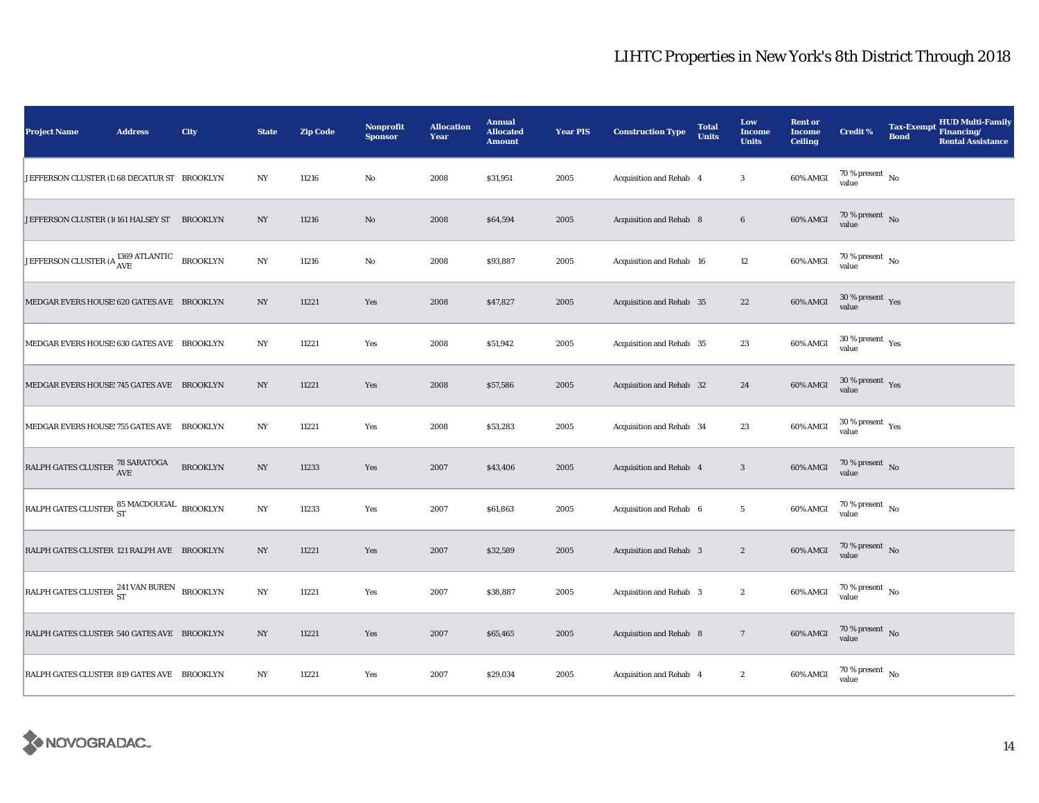# LIHTC Properties in New York's 8th District Through 2018

| Project Name | Address | City | State | Zip Code | Nonprofit Sponsor | Allocation Year | Annual Allocated Amount | Year PIS | Construction Type | Total Units | Low Income Units | Rent or Income Ceiling | Credit % | Tax-Exempt Bond | HUD Multi-Family Financing/ Rental Assistance |
|---|---|---|---|---|---|---|---|---|---|---|---|---|---|---|---|
| JEFFERSON CLUSTER (D | 68 DECATUR ST | BROOKLYN | NY | 11216 | No | 2008 | $31,951 | 2005 | Acquisition and Rehab | 4 | 3 | 60% AMGI | 70 % present value | No | |
| JEFFERSON CLUSTER (1 | 161 HALSEY ST | BROOKLYN | NY | 11216 | No | 2008 | $64,594 | 2005 | Acquisition and Rehab | 8 | 6 | 60% AMGI | 70 % present value | No | |
| JEFFERSON CLUSTER (A | 1369 ATLANTIC AVE | BROOKLYN | NY | 11216 | No | 2008 | $93,887 | 2005 | Acquisition and Rehab | 16 | 12 | 60% AMGI | 70 % present value | No | |
| MEDGAR EVERS HOUSE | 620 GATES AVE | BROOKLYN | NY | 11221 | Yes | 2008 | $47,827 | 2005 | Acquisition and Rehab | 35 | 22 | 60% AMGI | 30 % present value | Yes | |
| MEDGAR EVERS HOUSE | 630 GATES AVE | BROOKLYN | NY | 11221 | Yes | 2008 | $51,942 | 2005 | Acquisition and Rehab | 35 | 23 | 60% AMGI | 30 % present value | Yes | |
| MEDGAR EVERS HOUSE | 745 GATES AVE | BROOKLYN | NY | 11221 | Yes | 2008 | $57,586 | 2005 | Acquisition and Rehab | 32 | 24 | 60% AMGI | 30 % present value | Yes | |
| MEDGAR EVERS HOUSE | 755 GATES AVE | BROOKLYN | NY | 11221 | Yes | 2008 | $53,283 | 2005 | Acquisition and Rehab | 34 | 23 | 60% AMGI | 30 % present value | Yes | |
| RALPH GATES CLUSTER | 78 SARATOGA AVE | BROOKLYN | NY | 11233 | Yes | 2007 | $43,406 | 2005 | Acquisition and Rehab | 4 | 3 | 60% AMGI | 70 % present value | No | |
| RALPH GATES CLUSTER | 85 MACDOUGAL ST | BROOKLYN | NY | 11233 | Yes | 2007 | $61,863 | 2005 | Acquisition and Rehab | 6 | 5 | 60% AMGI | 70 % present value | No | |
| RALPH GATES CLUSTER | 121 RALPH AVE | BROOKLYN | NY | 11221 | Yes | 2007 | $32,589 | 2005 | Acquisition and Rehab | 3 | 2 | 60% AMGI | 70 % present value | No | |
| RALPH GATES CLUSTER | 241 VAN BUREN ST | BROOKLYN | NY | 11221 | Yes | 2007 | $38,887 | 2005 | Acquisition and Rehab | 3 | 2 | 60% AMGI | 70 % present value | No | |
| RALPH GATES CLUSTER | 540 GATES AVE | BROOKLYN | NY | 11221 | Yes | 2007 | $65,465 | 2005 | Acquisition and Rehab | 8 | 7 | 60% AMGI | 70 % present value | No | |
| RALPH GATES CLUSTER | 819 GATES AVE | BROOKLYN | NY | 11221 | Yes | 2007 | $29,034 | 2005 | Acquisition and Rehab | 4 | 2 | 60% AMGI | 70 % present value | No | |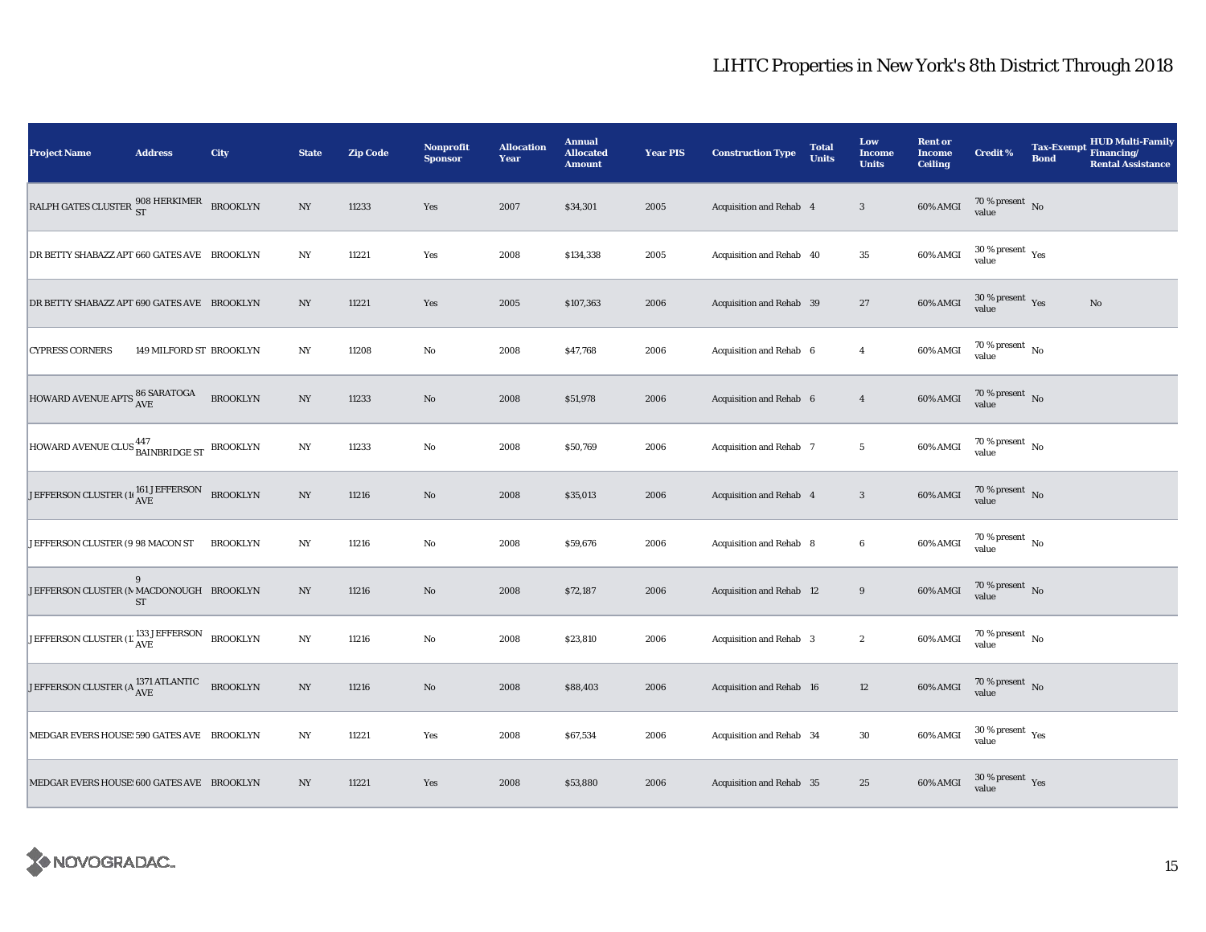# LIHTC Properties in New York's 8th District Through 2018

| Project Name | Address | City | State | Zip Code | Nonprofit Sponsor | Allocation Year | Annual Allocated Amount | Year PIS | Construction Type | Total Units | Low Income Units | Rent or Income Ceiling | Credit % | Tax-Exempt Bond | HUD Multi-Family Financing/ Rental Assistance |
|---|---|---|---|---|---|---|---|---|---|---|---|---|---|---|---|
| RALPH GATES CLUSTER | 908 HERKIMER ST | BROOKLYN | NY | 11233 | Yes | 2007 | $34,301 | 2005 | Acquisition and Rehab | 4 | 3 | 60% AMGI | 70 % present value | No | |
| DR BETTY SHABAZZ APT | 660 GATES AVE | BROOKLYN | NY | 11221 | Yes | 2008 | $134,338 | 2005 | Acquisition and Rehab | 40 | 35 | 60% AMGI | 30 % present value | Yes | |
| DR BETTY SHABAZZ APT | 690 GATES AVE | BROOKLYN | NY | 11221 | Yes | 2005 | $107,363 | 2006 | Acquisition and Rehab | 39 | 27 | 60% AMGI | 30 % present value | Yes | No |
| CYPRESS CORNERS | 149 MILFORD ST | BROOKLYN | NY | 11208 | No | 2008 | $47,768 | 2006 | Acquisition and Rehab | 6 | 4 | 60% AMGI | 70 % present value | No | |
| HOWARD AVENUE APTS | 86 SARATOGA AVE | BROOKLYN | NY | 11233 | No | 2008 | $51,978 | 2006 | Acquisition and Rehab | 6 | 4 | 60% AMGI | 70 % present value | No | |
| HOWARD AVENUE CLUS | 447 BAINBRIDGE ST | BROOKLYN | NY | 11233 | No | 2008 | $50,769 | 2006 | Acquisition and Rehab | 7 | 5 | 60% AMGI | 70 % present value | No | |
| JEFFERSON CLUSTER (1 | 161 JEFFERSON AVE | BROOKLYN | NY | 11216 | No | 2008 | $35,013 | 2006 | Acquisition and Rehab | 4 | 3 | 60% AMGI | 70 % present value | No | |
| JEFFERSON CLUSTER (9 | 98 MACON ST | BROOKLYN | NY | 11216 | No | 2008 | $59,676 | 2006 | Acquisition and Rehab | 8 | 6 | 60% AMGI | 70 % present value | No | |
| JEFFERSON CLUSTER (M | 9 MACDONOUGH ST | BROOKLYN | NY | 11216 | No | 2008 | $72,187 | 2006 | Acquisition and Rehab | 12 | 9 | 60% AMGI | 70 % present value | No | |
| JEFFERSON CLUSTER (1 | 133 JEFFERSON AVE | BROOKLYN | NY | 11216 | No | 2008 | $23,810 | 2006 | Acquisition and Rehab | 3 | 2 | 60% AMGI | 70 % present value | No | |
| JEFFERSON CLUSTER (A | 1371 ATLANTIC AVE | BROOKLYN | NY | 11216 | No | 2008 | $88,403 | 2006 | Acquisition and Rehab | 16 | 12 | 60% AMGI | 70 % present value | No | |
| MEDGAR EVERS HOUSE | 590 GATES AVE | BROOKLYN | NY | 11221 | Yes | 2008 | $67,534 | 2006 | Acquisition and Rehab | 34 | 30 | 60% AMGI | 30 % present value | Yes | |
| MEDGAR EVERS HOUSE | 600 GATES AVE | BROOKLYN | NY | 11221 | Yes | 2008 | $53,880 | 2006 | Acquisition and Rehab | 35 | 25 | 60% AMGI | 30 % present value | Yes | |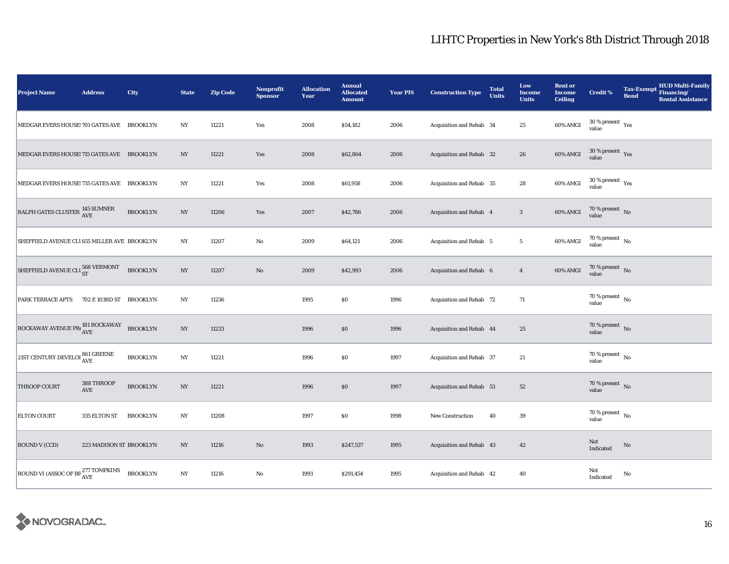# LIHTC Properties in New York's 8th District Through 2018

| Project Name | Address | City | State | Zip Code | Nonprofit Sponsor | Allocation Year | Annual Allocated Amount | Year PIS | Construction Type | Total Units | Low Income Units | Rent or Income Ceiling | Credit % | Tax-Exempt Bond | HUD Multi-Family Financing/ Rental Assistance |
|---|---|---|---|---|---|---|---|---|---|---|---|---|---|---|---|
| MEDGAR EVERS HOUSES | 701 GATES AVE | BROOKLYN | NY | 11221 | Yes | 2008 | $54,182 | 2006 | Acquisition and Rehab | 34 | 25 | 60% AMGI | 30 % present value | Yes | |
| MEDGAR EVERS HOUSES | 715 GATES AVE | BROOKLYN | NY | 11221 | Yes | 2008 | $62,864 | 2006 | Acquisition and Rehab | 32 | 26 | 60% AMGI | 30 % present value | Yes | |
| MEDGAR EVERS HOUSES | 735 GATES AVE | BROOKLYN | NY | 11221 | Yes | 2008 | $61,958 | 2006 | Acquisition and Rehab | 35 | 28 | 60% AMGI | 30 % present value | Yes | |
| RALPH GATES CLUSTER | 145 SUMNER AVE | BROOKLYN | NY | 11206 | Yes | 2007 | $42,786 | 2006 | Acquisition and Rehab | 4 | 3 | 60% AMGI | 70 % present value | No | |
| SHEFFIELD AVENUE CLU | 655 MILLER AVE | BROOKLYN | NY | 11207 | No | 2009 | $64,121 | 2006 | Acquisition and Rehab | 5 | 5 | 60% AMGI | 70 % present value | No | |
| SHEFFIELD AVENUE CLU | 568 VERMONT ST | BROOKLYN | NY | 11207 | No | 2009 | $42,993 | 2006 | Acquisition and Rehab | 6 | 4 | 60% AMGI | 70 % present value | No | |
| PARK TERRACE APTS | 702 E 103RD ST | BROOKLYN | NY | 11236 | | 1995 | $0 | 1996 | Acquisition and Rehab | 72 | 71 | | 70 % present value | No | |
| ROCKAWAY AVENUE PR | 181 ROCKAWAY AVE | BROOKLYN | NY | 11233 | | 1996 | $0 | 1996 | Acquisition and Rehab | 44 | 25 | | 70 % present value | No | |
| 21ST CENTURY DEVELOI | 861 GREENE AVE | BROOKLYN | NY | 11221 | | 1996 | $0 | 1997 | Acquisition and Rehab | 37 | 21 | | 70 % present value | No | |
| THROOP COURT | 388 THROOP AVE | BROOKLYN | NY | 11221 | | 1996 | $0 | 1997 | Acquisition and Rehab | 53 | 52 | | 70 % present value | No | |
| ELTON COURT | 335 ELTON ST | BROOKLYN | NY | 11208 | | 1997 | $0 | 1998 | New Construction | 40 | 39 | | 70 % present value | No | |
| ROUND V (CCD) | 223 MADISON ST | BROOKLYN | NY | 11216 | No | 1993 | $247,537 | 1995 | Acquisition and Rehab | 43 | 42 | | Not Indicated | No | |
| ROUND VI (ASSOC OF BR | 277 TOMPKINS AVE | BROOKLYN | NY | 11216 | No | 1993 | $291,454 | 1995 | Acquisition and Rehab | 42 | 40 | | Not Indicated | No | |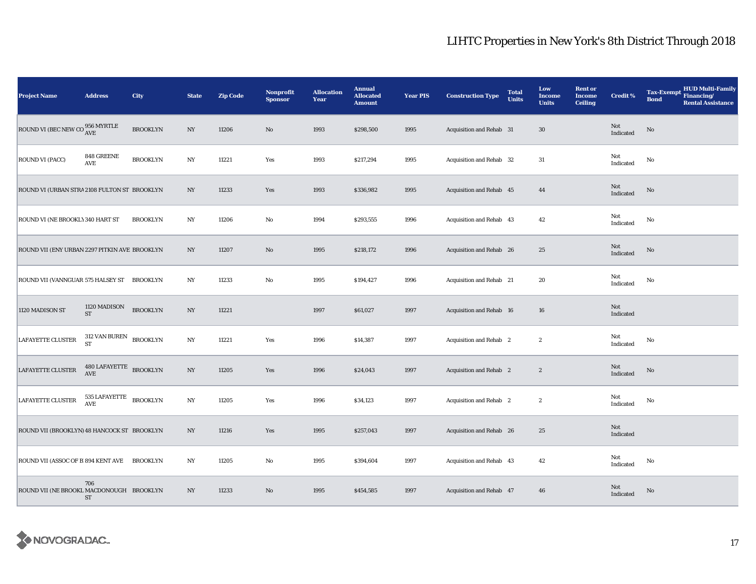# LIHTC Properties in New York's 8th District Through 2018

| Project Name | Address | City | State | Zip Code | Nonprofit Sponsor | Allocation Year | Annual Allocated Amount | Year PIS | Construction Type | Total Units | Low Income Units | Rent or Income Ceiling | Credit % | Tax-Exempt Bond | HUD Multi-Family Financing/ Rental Assistance |
|---|---|---|---|---|---|---|---|---|---|---|---|---|---|---|---|
| ROUND VI (BEC NEW CO | 956 MYRTLE AVE | BROOKLYN | NY | 11206 | No | 1993 | $298,500 | 1995 | Acquisition and Rehab | 31 | 30 | | Not Indicated | No | |
| ROUND VI (PACC) | 848 GREENE AVE | BROOKLYN | NY | 11221 | Yes | 1993 | $217,294 | 1995 | Acquisition and Rehab | 32 | 31 | | Not Indicated | No | |
| ROUND VI (URBAN STRA | 2108 FULTON ST | BROOKLYN | NY | 11233 | Yes | 1993 | $336,982 | 1995 | Acquisition and Rehab | 45 | 44 | | Not Indicated | No | |
| ROUND VI (NE BROOKLY | 340 HART ST | BROOKLYN | NY | 11206 | No | 1994 | $293,555 | 1996 | Acquisition and Rehab | 43 | 42 | | Not Indicated | No | |
| ROUND VII (ENY URBAN | 2297 PITKIN AVE | BROOKLYN | NY | 11207 | No | 1995 | $218,172 | 1996 | Acquisition and Rehab | 26 | 25 | | Not Indicated | No | |
| ROUND VII (VANNGUAR | 575 HALSEY ST | BROOKLYN | NY | 11233 | No | 1995 | $194,427 | 1996 | Acquisition and Rehab | 21 | 20 | | Not Indicated | No | |
| 1120 MADISON ST | 1120 MADISON ST | BROOKLYN | NY | 11221 | | 1997 | $61,027 | 1997 | Acquisition and Rehab | 16 | 16 | | Not Indicated | | |
| LAFAYETTE CLUSTER | 312 VAN BUREN ST | BROOKLYN | NY | 11221 | Yes | 1996 | $14,387 | 1997 | Acquisition and Rehab | 2 | 2 | | Not Indicated | No | |
| LAFAYETTE CLUSTER | 480 LAFAYETTE AVE | BROOKLYN | NY | 11205 | Yes | 1996 | $24,043 | 1997 | Acquisition and Rehab | 2 | 2 | | Not Indicated | No | |
| LAFAYETTE CLUSTER | 535 LAFAYETTE AVE | BROOKLYN | NY | 11205 | Yes | 1996 | $34,123 | 1997 | Acquisition and Rehab | 2 | 2 | | Not Indicated | No | |
| ROUND VII (BROOKLYN) | 48 HANCOCK ST | BROOKLYN | NY | 11216 | Yes | 1995 | $257,043 | 1997 | Acquisition and Rehab | 26 | 25 | | Not Indicated | | |
| ROUND VII (ASSOC OF B | 894 KENT AVE | BROOKLYN | NY | 11205 | No | 1995 | $394,604 | 1997 | Acquisition and Rehab | 43 | 42 | | Not Indicated | No | |
| ROUND VII (NE BROOKL | 706 MACDONOUGH ST | BROOKLYN | NY | 11233 | No | 1995 | $454,585 | 1997 | Acquisition and Rehab | 47 | 46 | | Not Indicated | No | |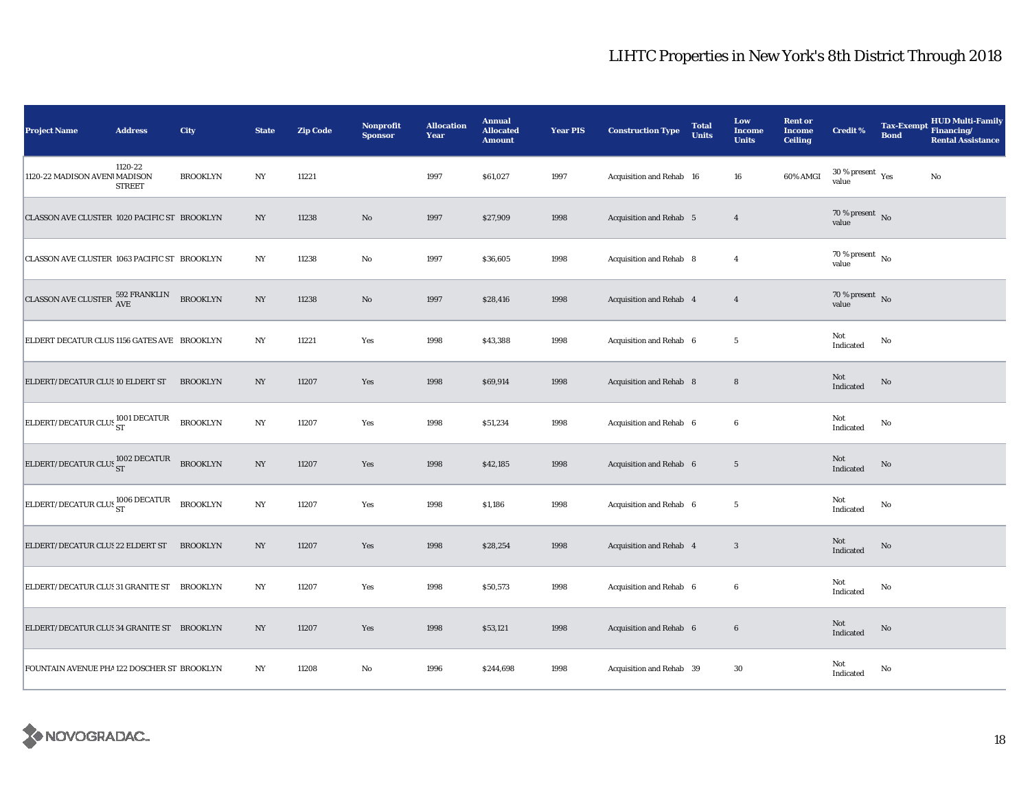# LIHTC Properties in New York's 8th District Through 2018

| Project Name | Address | City | State | Zip Code | Nonprofit Sponsor | Allocation Year | Annual Allocated Amount | Year PIS | Construction Type | Total Units | Low Income Units | Rent or Income Ceiling | Credit % | Tax-Exempt Bond | HUD Multi-Family Financing/ Rental Assistance |
|---|---|---|---|---|---|---|---|---|---|---|---|---|---|---|---|
| 1120-22 MADISON AVENU | 1120-22 MADISON STREET | BROOKLYN | NY | 11221 | | 1997 | $61,027 | 1997 | Acquisition and Rehab | 16 | 16 | 60% AMGI | 30 % present value | Yes | No |
| CLASSON AVE CLUSTER | 1020 PACIFIC ST | BROOKLYN | NY | 11238 | No | 1997 | $27,909 | 1998 | Acquisition and Rehab | 5 | 4 | | 70 % present value | No | |
| CLASSON AVE CLUSTER | 1063 PACIFIC ST | BROOKLYN | NY | 11238 | No | 1997 | $36,605 | 1998 | Acquisition and Rehab | 8 | 4 | | 70 % present value | No | |
| CLASSON AVE CLUSTER | 592 FRANKLIN AVE | BROOKLYN | NY | 11238 | No | 1997 | $28,416 | 1998 | Acquisition and Rehab | 4 | 4 | | 70 % present value | No | |
| ELDERT DECATUR CLUS | 1156 GATES AVE | BROOKLYN | NY | 11221 | Yes | 1998 | $43,388 | 1998 | Acquisition and Rehab | 6 | 5 | | Not Indicated | No | |
| ELDERT/DECATUR CLUS | 10 ELDERT ST | BROOKLYN | NY | 11207 | Yes | 1998 | $69,914 | 1998 | Acquisition and Rehab | 8 | 8 | | Not Indicated | No | |
| ELDERT/DECATUR CLUS | 1001 DECATUR ST | BROOKLYN | NY | 11207 | Yes | 1998 | $51,234 | 1998 | Acquisition and Rehab | 6 | 6 | | Not Indicated | No | |
| ELDERT/DECATUR CLUS | 1002 DECATUR ST | BROOKLYN | NY | 11207 | Yes | 1998 | $42,185 | 1998 | Acquisition and Rehab | 6 | 5 | | Not Indicated | No | |
| ELDERT/DECATUR CLUS | 1006 DECATUR ST | BROOKLYN | NY | 11207 | Yes | 1998 | $1,186 | 1998 | Acquisition and Rehab | 6 | 5 | | Not Indicated | No | |
| ELDERT/DECATUR CLUS | 22 ELDERT ST | BROOKLYN | NY | 11207 | Yes | 1998 | $28,254 | 1998 | Acquisition and Rehab | 4 | 3 | | Not Indicated | No | |
| ELDERT/DECATUR CLUS | 31 GRANITE ST | BROOKLYN | NY | 11207 | Yes | 1998 | $50,573 | 1998 | Acquisition and Rehab | 6 | 6 | | Not Indicated | No | |
| ELDERT/DECATUR CLUS | 34 GRANITE ST | BROOKLYN | NY | 11207 | Yes | 1998 | $53,121 | 1998 | Acquisition and Rehab | 6 | 6 | | Not Indicated | No | |
| FOUNTAIN AVENUE PHA | 122 DOSCHER ST | BROOKLYN | NY | 11208 | No | 1996 | $244,698 | 1998 | Acquisition and Rehab | 39 | 30 | | Not Indicated | No | |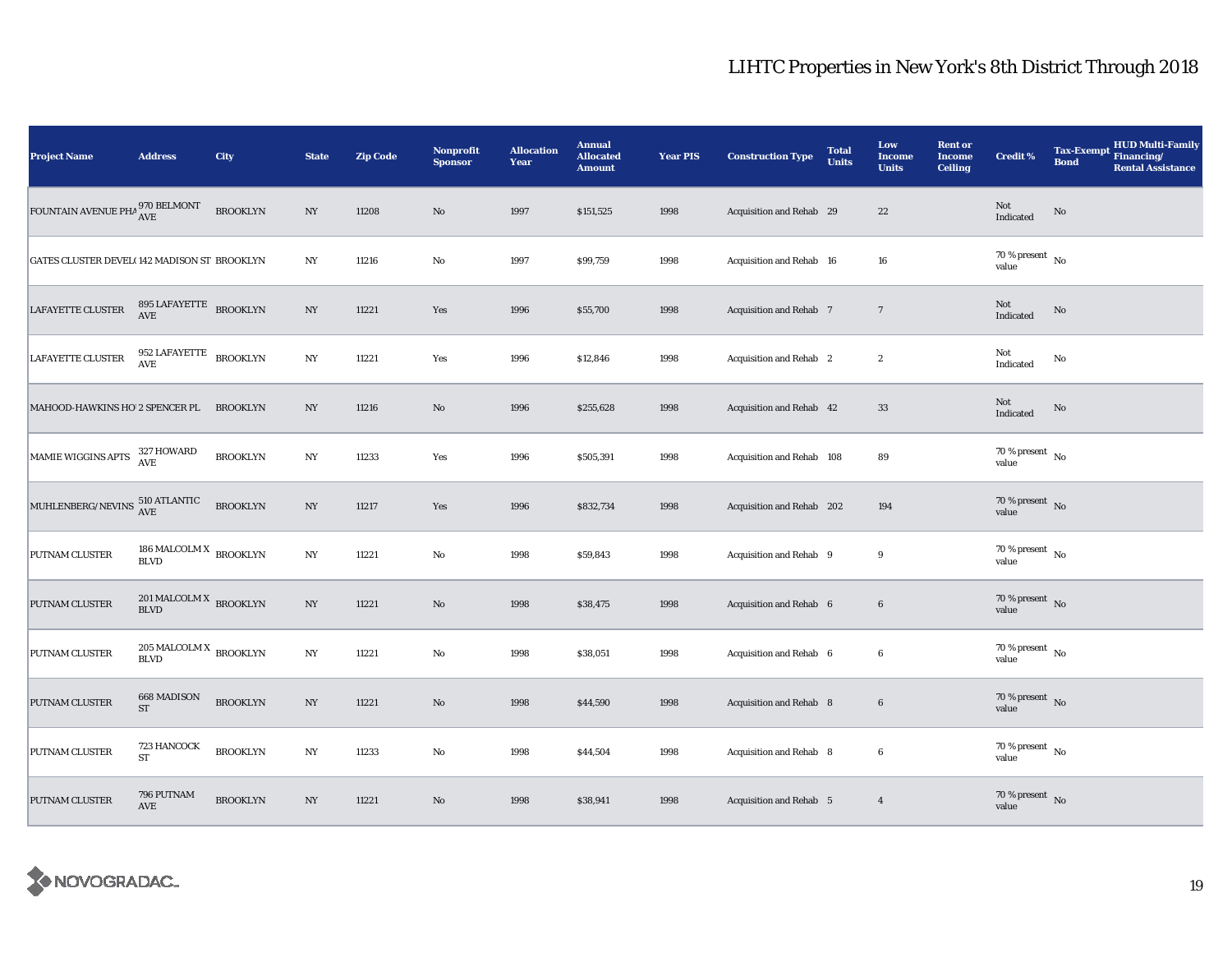# LIHTC Properties in New York's 8th District Through 2018

| Project Name | Address | City | State | Zip Code | Nonprofit Sponsor | Allocation Year | Annual Allocated Amount | Year PIS | Construction Type | Total Units | Low Income Units | Rent or Income Ceiling | Credit % | Tax-Exempt Bond | HUD Multi-Family Financing/ Rental Assistance |
|---|---|---|---|---|---|---|---|---|---|---|---|---|---|---|---|
| FOUNTAIN AVENUE PHA | 970 BELMONT AVE | BROOKLYN | NY | 11208 | No | 1997 | $151,525 | 1998 | Acquisition and Rehab | 29 | 22 | | Not Indicated | No | |
| GATES CLUSTER DEVEL( | 142 MADISON ST | BROOKLYN | NY | 11216 | No | 1997 | $99,759 | 1998 | Acquisition and Rehab | 16 | 16 | | 70 % present value | No | |
| LAFAYETTE CLUSTER | 895 LAFAYETTE AVE | BROOKLYN | NY | 11221 | Yes | 1996 | $55,700 | 1998 | Acquisition and Rehab | 7 | 7 | | Not Indicated | No | |
| LAFAYETTE CLUSTER | 952 LAFAYETTE AVE | BROOKLYN | NY | 11221 | Yes | 1996 | $12,846 | 1998 | Acquisition and Rehab | 2 | 2 | | Not Indicated | No | |
| MAHOOD-HAWKINS HO' | 2 SPENCER PL | BROOKLYN | NY | 11216 | No | 1996 | $255,628 | 1998 | Acquisition and Rehab | 42 | 33 | | Not Indicated | No | |
| MAMIE WIGGINS APTS | 327 HOWARD AVE | BROOKLYN | NY | 11233 | Yes | 1996 | $505,391 | 1998 | Acquisition and Rehab | 108 | 89 | | 70 % present value | No | |
| MUHLENBERG/NEVINS | 510 ATLANTIC AVE | BROOKLYN | NY | 11217 | Yes | 1996 | $832,734 | 1998 | Acquisition and Rehab | 202 | 194 | | 70 % present value | No | |
| PUTNAM CLUSTER | 186 MALCOLM X BLVD | BROOKLYN | NY | 11221 | No | 1998 | $59,843 | 1998 | Acquisition and Rehab | 9 | 9 | | 70 % present value | No | |
| PUTNAM CLUSTER | 201 MALCOLM X BLVD | BROOKLYN | NY | 11221 | No | 1998 | $38,475 | 1998 | Acquisition and Rehab | 6 | 6 | | 70 % present value | No | |
| PUTNAM CLUSTER | 205 MALCOLM X BLVD | BROOKLYN | NY | 11221 | No | 1998 | $38,051 | 1998 | Acquisition and Rehab | 6 | 6 | | 70 % present value | No | |
| PUTNAM CLUSTER | 668 MADISON ST | BROOKLYN | NY | 11221 | No | 1998 | $44,590 | 1998 | Acquisition and Rehab | 8 | 6 | | 70 % present value | No | |
| PUTNAM CLUSTER | 723 HANCOCK ST | BROOKLYN | NY | 11233 | No | 1998 | $44,504 | 1998 | Acquisition and Rehab | 8 | 6 | | 70 % present value | No | |
| PUTNAM CLUSTER | 796 PUTNAM AVE | BROOKLYN | NY | 11221 | No | 1998 | $38,941 | 1998 | Acquisition and Rehab | 5 | 4 | | 70 % present value | No | |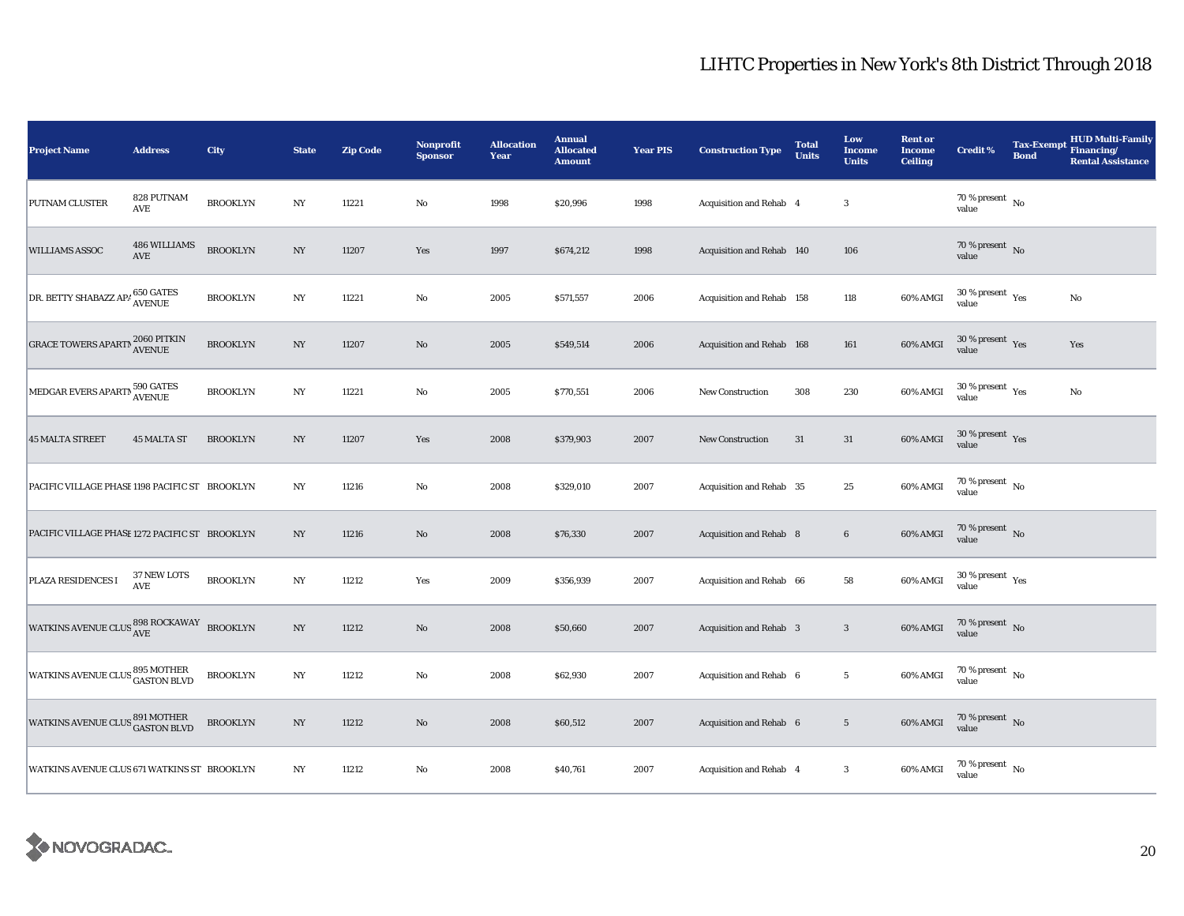# LIHTC Properties in New York's 8th District Through 2018

| Project Name | Address | City | State | Zip Code | Nonprofit Sponsor | Allocation Year | Annual Allocated Amount | Year PIS | Construction Type | Total Units | Low Income Units | Rent or Income Ceiling | Credit % | Tax-Exempt Bond | HUD Multi-Family Financing/ Rental Assistance |
|---|---|---|---|---|---|---|---|---|---|---|---|---|---|---|---|
| PUTNAM CLUSTER | 828 PUTNAM AVE | BROOKLYN | NY | 11221 | No | 1998 | $20,996 | 1998 | Acquisition and Rehab | 4 | 3 | | 70 % present value | No | |
| WILLIAMS ASSOC | 486 WILLIAMS AVE | BROOKLYN | NY | 11207 | Yes | 1997 | $674,212 | 1998 | Acquisition and Rehab | 140 | 106 | | 70 % present value | No | |
| DR. BETTY SHABAZZ APA | 650 GATES AVENUE | BROOKLYN | NY | 11221 | No | 2005 | $571,557 | 2006 | Acquisition and Rehab | 158 | 118 | 60% AMGI | 30 % present value | Yes | No |
| GRACE TOWERS APARTM | 2060 PITKIN AVENUE | BROOKLYN | NY | 11207 | No | 2005 | $549,514 | 2006 | Acquisition and Rehab | 168 | 161 | 60% AMGI | 30 % present value | Yes | Yes |
| MEDGAR EVERS APARTM | 590 GATES AVENUE | BROOKLYN | NY | 11221 | No | 2005 | $770,551 | 2006 | New Construction | 308 | 230 | 60% AMGI | 30 % present value | Yes | No |
| 45 MALTA STREET | 45 MALTA ST | BROOKLYN | NY | 11207 | Yes | 2008 | $379,903 | 2007 | New Construction | 31 | 31 | 60% AMGI | 30 % present value | Yes | |
| PACIFIC VILLAGE PHASE | 1198 PACIFIC ST | BROOKLYN | NY | 11216 | No | 2008 | $329,010 | 2007 | Acquisition and Rehab | 35 | 25 | 60% AMGI | 70 % present value | No | |
| PACIFIC VILLAGE PHASE | 1272 PACIFIC ST | BROOKLYN | NY | 11216 | No | 2008 | $76,330 | 2007 | Acquisition and Rehab | 8 | 6 | 60% AMGI | 70 % present value | No | |
| PLAZA RESIDENCES I | 37 NEW LOTS AVE | BROOKLYN | NY | 11212 | Yes | 2009 | $356,939 | 2007 | Acquisition and Rehab | 66 | 58 | 60% AMGI | 30 % present value | Yes | |
| WATKINS AVENUE CLUS | 898 ROCKAWAY AVE | BROOKLYN | NY | 11212 | No | 2008 | $50,660 | 2007 | Acquisition and Rehab | 3 | 3 | 60% AMGI | 70 % present value | No | |
| WATKINS AVENUE CLUS | 895 MOTHER GASTON BLVD | BROOKLYN | NY | 11212 | No | 2008 | $62,930 | 2007 | Acquisition and Rehab | 6 | 5 | 60% AMGI | 70 % present value | No | |
| WATKINS AVENUE CLUS | 891 MOTHER GASTON BLVD | BROOKLYN | NY | 11212 | No | 2008 | $60,512 | 2007 | Acquisition and Rehab | 6 | 5 | 60% AMGI | 70 % present value | No | |
| WATKINS AVENUE CLUS | 671 WATKINS ST | BROOKLYN | NY | 11212 | No | 2008 | $40,761 | 2007 | Acquisition and Rehab | 4 | 3 | 60% AMGI | 70 % present value | No | |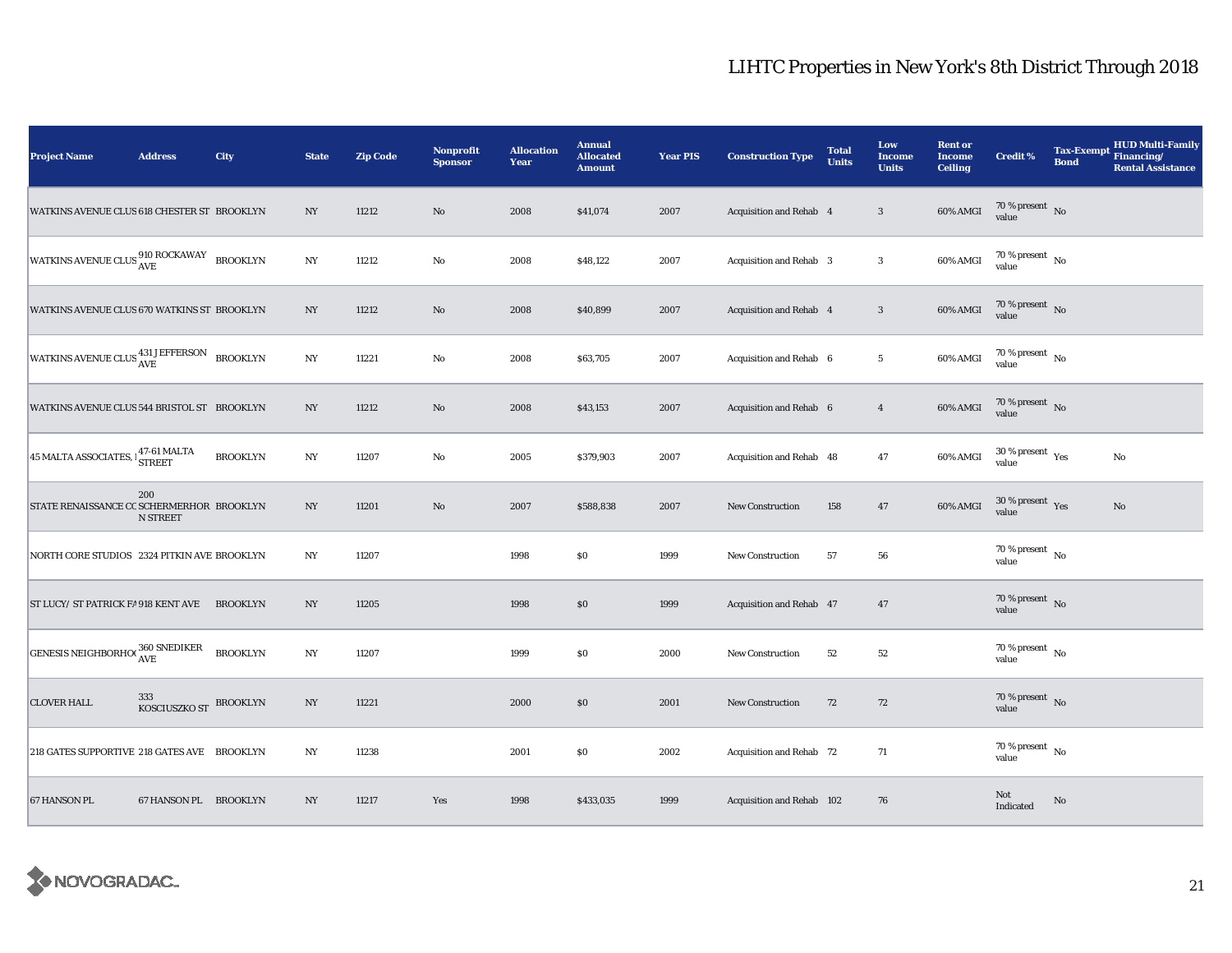# LIHTC Properties in New York's 8th District Through 2018

| Project Name | Address | City | State | Zip Code | Nonprofit Sponsor | Allocation Year | Annual Allocated Amount | Year PIS | Construction Type | Total Units | Low Income Units | Rent or Income Ceiling | Credit % | Tax-Exempt Bond | HUD Multi-Family Financing/ Rental Assistance |
|---|---|---|---|---|---|---|---|---|---|---|---|---|---|---|---|
| WATKINS AVENUE CLUS | 618 CHESTER ST | BROOKLYN | NY | 11212 | No | 2008 | $41,074 | 2007 | Acquisition and Rehab | 4 | 3 | 60% AMGI | 70 % present value | No | |
| WATKINS AVENUE CLUS | 910 ROCKAWAY AVE | BROOKLYN | NY | 11212 | No | 2008 | $48,122 | 2007 | Acquisition and Rehab | 3 | 3 | 60% AMGI | 70 % present value | No | |
| WATKINS AVENUE CLUS | 670 WATKINS ST | BROOKLYN | NY | 11212 | No | 2008 | $40,899 | 2007 | Acquisition and Rehab | 4 | 3 | 60% AMGI | 70 % present value | No | |
| WATKINS AVENUE CLUS | 431 JEFFERSON AVE | BROOKLYN | NY | 11221 | No | 2008 | $63,705 | 2007 | Acquisition and Rehab | 6 | 5 | 60% AMGI | 70 % present value | No | |
| WATKINS AVENUE CLUS | 544 BRISTOL ST | BROOKLYN | NY | 11212 | No | 2008 | $43,153 | 2007 | Acquisition and Rehab | 6 | 4 | 60% AMGI | 70 % present value | No | |
| 45 MALTA ASSOCIATES, I | 47-61 MALTA STREET | BROOKLYN | NY | 11207 | No | 2005 | $379,903 | 2007 | Acquisition and Rehab | 48 | 47 | 60% AMGI | 30 % present value | Yes | No |
| STATE RENAISSANCE CC | 200 SCHERMERHORN STREET | BROOKLYN | NY | 11201 | No | 2007 | $588,838 | 2007 | New Construction | 158 | 47 | 60% AMGI | 30 % present value | Yes | No |
| NORTH CORE STUDIOS | 2324 PITKIN AVE | BROOKLYN | NY | 11207 | | 1998 | $0 | 1999 | New Construction | 57 | 56 | | 70 % present value | No | |
| ST LUCY/ ST PATRICK FA | 918 KENT AVE | BROOKLYN | NY | 11205 | | 1998 | $0 | 1999 | Acquisition and Rehab | 47 | 47 | | 70 % present value | No | |
| GENESIS NEIGHBORHOO | 360 SNEDIKER AVE | BROOKLYN | NY | 11207 | | 1999 | $0 | 2000 | New Construction | 52 | 52 | | 70 % present value | No | |
| CLOVER HALL | 333 KOSCIUSZKO ST | BROOKLYN | NY | 11221 | | 2000 | $0 | 2001 | New Construction | 72 | 72 | | 70 % present value | No | |
| 218 GATES SUPPORTIVE | 218 GATES AVE | BROOKLYN | NY | 11238 | | 2001 | $0 | 2002 | Acquisition and Rehab | 72 | 71 | | 70 % present value | No | |
| 67 HANSON PL | 67 HANSON PL | BROOKLYN | NY | 11217 | Yes | 1998 | $433,035 | 1999 | Acquisition and Rehab | 102 | 76 | | Not Indicated | No | |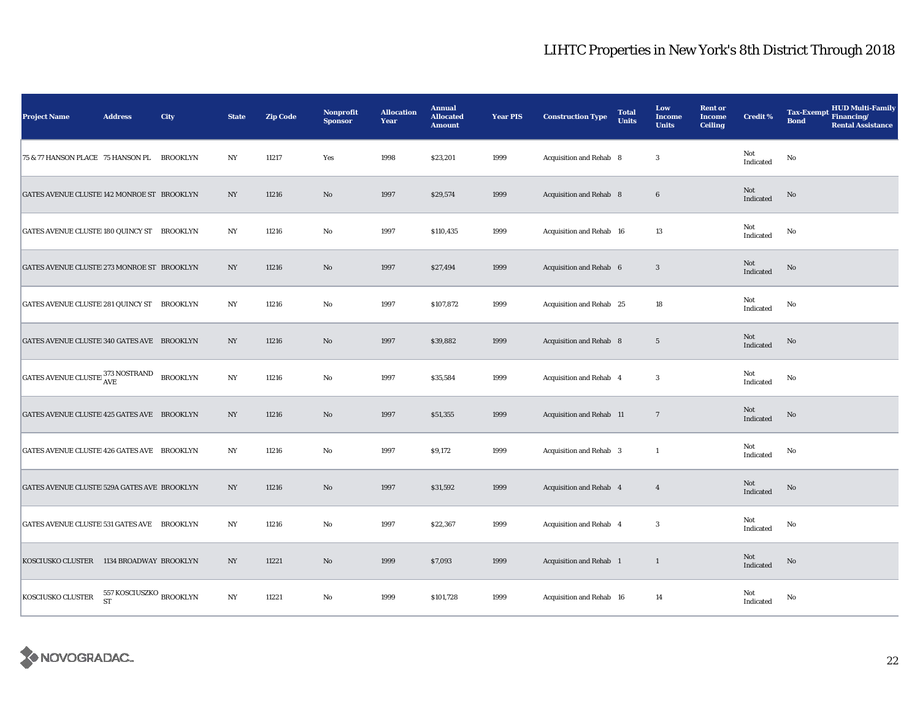# LIHTC Properties in New York's 8th District Through 2018

| Project Name | Address | City | State | Zip Code | Nonprofit Sponsor | Allocation Year | Annual Allocated Amount | Year PIS | Construction Type | Total Units | Low Income Units | Rent or Income Ceiling | Credit % | Tax-Exempt Bond | HUD Multi-Family Financing/ Rental Assistance |
|---|---|---|---|---|---|---|---|---|---|---|---|---|---|---|---|
| 75 & 77 HANSON PLACE | 75 HANSON PL | BROOKLYN | NY | 11217 | Yes | 1998 | $23,201 | 1999 | Acquisition and Rehab | 8 | 3 | | Not Indicated | No | |
| GATES AVENUE CLUSTER | 142 MONROE ST | BROOKLYN | NY | 11216 | No | 1997 | $29,574 | 1999 | Acquisition and Rehab | 8 | 6 | | Not Indicated | No | |
| GATES AVENUE CLUSTER | 180 QUINCY ST | BROOKLYN | NY | 11216 | No | 1997 | $110,435 | 1999 | Acquisition and Rehab | 16 | 13 | | Not Indicated | No | |
| GATES AVENUE CLUSTER | 273 MONROE ST | BROOKLYN | NY | 11216 | No | 1997 | $27,494 | 1999 | Acquisition and Rehab | 6 | 3 | | Not Indicated | No | |
| GATES AVENUE CLUSTER | 281 QUINCY ST | BROOKLYN | NY | 11216 | No | 1997 | $107,872 | 1999 | Acquisition and Rehab | 25 | 18 | | Not Indicated | No | |
| GATES AVENUE CLUSTER | 340 GATES AVE | BROOKLYN | NY | 11216 | No | 1997 | $39,882 | 1999 | Acquisition and Rehab | 8 | 5 | | Not Indicated | No | |
| GATES AVENUE CLUSTER | 373 NOSTRAND AVE | BROOKLYN | NY | 11216 | No | 1997 | $35,584 | 1999 | Acquisition and Rehab | 4 | 3 | | Not Indicated | No | |
| GATES AVENUE CLUSTER | 425 GATES AVE | BROOKLYN | NY | 11216 | No | 1997 | $51,355 | 1999 | Acquisition and Rehab | 11 | 7 | | Not Indicated | No | |
| GATES AVENUE CLUSTER | 426 GATES AVE | BROOKLYN | NY | 11216 | No | 1997 | $9,172 | 1999 | Acquisition and Rehab | 3 | 1 | | Not Indicated | No | |
| GATES AVENUE CLUSTER | 529A GATES AVE | BROOKLYN | NY | 11216 | No | 1997 | $31,592 | 1999 | Acquisition and Rehab | 4 | 4 | | Not Indicated | No | |
| GATES AVENUE CLUSTER | 531 GATES AVE | BROOKLYN | NY | 11216 | No | 1997 | $22,367 | 1999 | Acquisition and Rehab | 4 | 3 | | Not Indicated | No | |
| KOSCIUSKO CLUSTER | 1134 BROADWAY | BROOKLYN | NY | 11221 | No | 1999 | $7,093 | 1999 | Acquisition and Rehab | 1 | 1 | | Not Indicated | No | |
| KOSCIUSKO CLUSTER | 557 KOSCIUSZKO ST | BROOKLYN | NY | 11221 | No | 1999 | $101,728 | 1999 | Acquisition and Rehab | 16 | 14 | | Not Indicated | No | |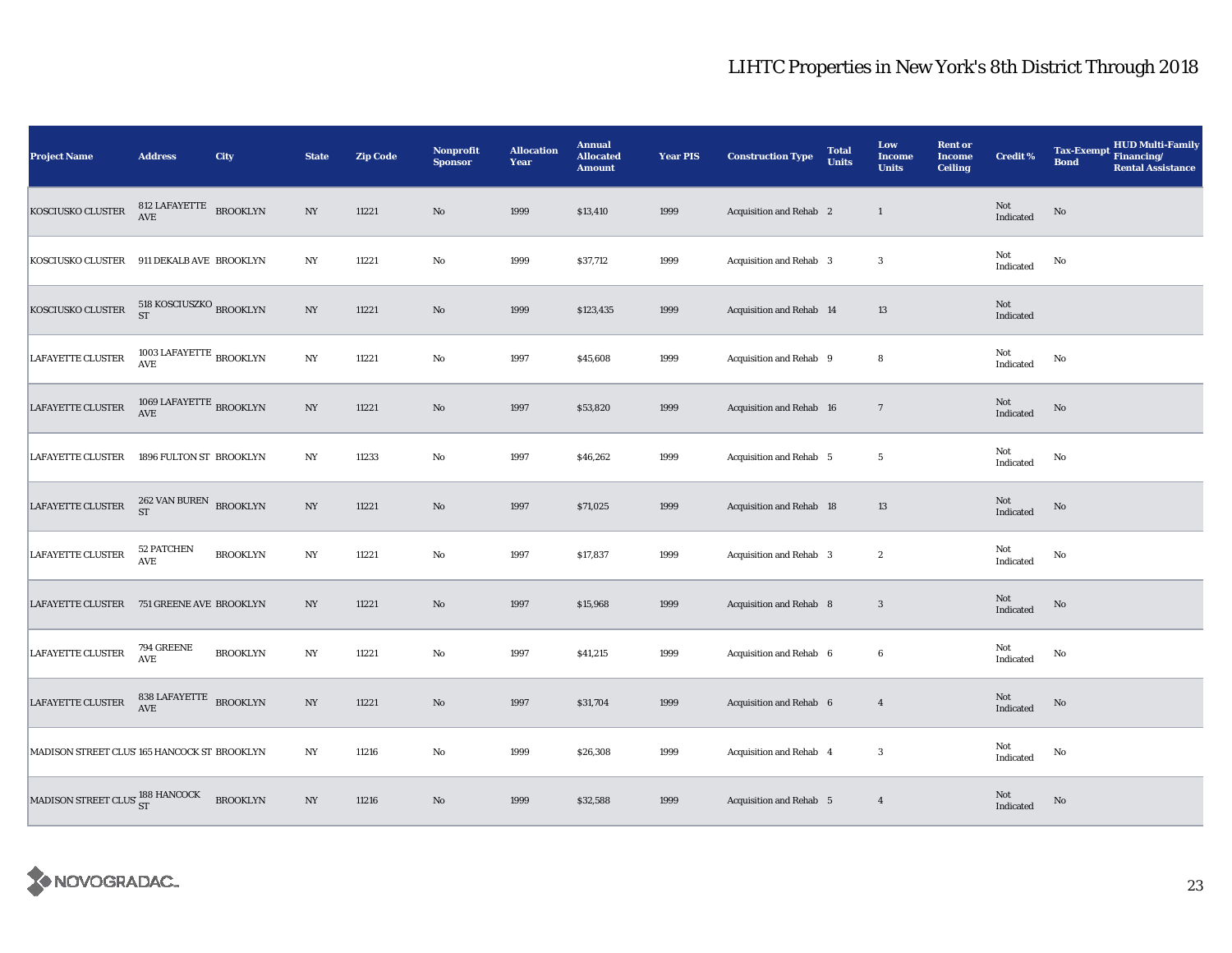# LIHTC Properties in New York's 8th District Through 2018

| Project Name | Address | City | State | Zip Code | Nonprofit Sponsor | Allocation Year | Annual Allocated Amount | Year PIS | Construction Type | Total Units | Low Income Units | Rent or Income Ceiling | Credit % | Tax-Exempt Bond | HUD Multi-Family Financing/ Rental Assistance |
|---|---|---|---|---|---|---|---|---|---|---|---|---|---|---|---|
| KOSCIUSKO CLUSTER | 812 LAFAYETTE AVE | BROOKLYN | NY | 11221 | No | 1999 | $13,410 | 1999 | Acquisition and Rehab | 2 | 1 | | Not Indicated | No | |
| KOSCIUSKO CLUSTER | 911 DEKALB AVE | BROOKLYN | NY | 11221 | No | 1999 | $37,712 | 1999 | Acquisition and Rehab | 3 | 3 | | Not Indicated | No | |
| KOSCIUSKO CLUSTER | 518 KOSCIUSZKO ST | BROOKLYN | NY | 11221 | No | 1999 | $123,435 | 1999 | Acquisition and Rehab | 14 | 13 | | Not Indicated | | |
| LAFAYETTE CLUSTER | 1003 LAFAYETTE AVE | BROOKLYN | NY | 11221 | No | 1997 | $45,608 | 1999 | Acquisition and Rehab | 9 | 8 | | Not Indicated | No | |
| LAFAYETTE CLUSTER | 1069 LAFAYETTE AVE | BROOKLYN | NY | 11221 | No | 1997 | $53,820 | 1999 | Acquisition and Rehab | 16 | 7 | | Not Indicated | No | |
| LAFAYETTE CLUSTER | 1896 FULTON ST | BROOKLYN | NY | 11233 | No | 1997 | $46,262 | 1999 | Acquisition and Rehab | 5 | 5 | | Not Indicated | No | |
| LAFAYETTE CLUSTER | 262 VAN BUREN ST | BROOKLYN | NY | 11221 | No | 1997 | $71,025 | 1999 | Acquisition and Rehab | 18 | 13 | | Not Indicated | No | |
| LAFAYETTE CLUSTER | 52 PATCHEN AVE | BROOKLYN | NY | 11221 | No | 1997 | $17,837 | 1999 | Acquisition and Rehab | 3 | 2 | | Not Indicated | No | |
| LAFAYETTE CLUSTER | 751 GREENE AVE | BROOKLYN | NY | 11221 | No | 1997 | $15,968 | 1999 | Acquisition and Rehab | 8 | 3 | | Not Indicated | No | |
| LAFAYETTE CLUSTER | 794 GREENE AVE | BROOKLYN | NY | 11221 | No | 1997 | $41,215 | 1999 | Acquisition and Rehab | 6 | 6 | | Not Indicated | No | |
| LAFAYETTE CLUSTER | 838 LAFAYETTE AVE | BROOKLYN | NY | 11221 | No | 1997 | $31,704 | 1999 | Acquisition and Rehab | 6 | 4 | | Not Indicated | No | |
| MADISON STREET CLUS' | 165 HANCOCK ST | BROOKLYN | NY | 11216 | No | 1999 | $26,308 | 1999 | Acquisition and Rehab | 4 | 3 | | Not Indicated | No | |
| MADISON STREET CLUS' | 188 HANCOCK ST | BROOKLYN | NY | 11216 | No | 1999 | $32,588 | 1999 | Acquisition and Rehab | 5 | 4 | | Not Indicated | No | |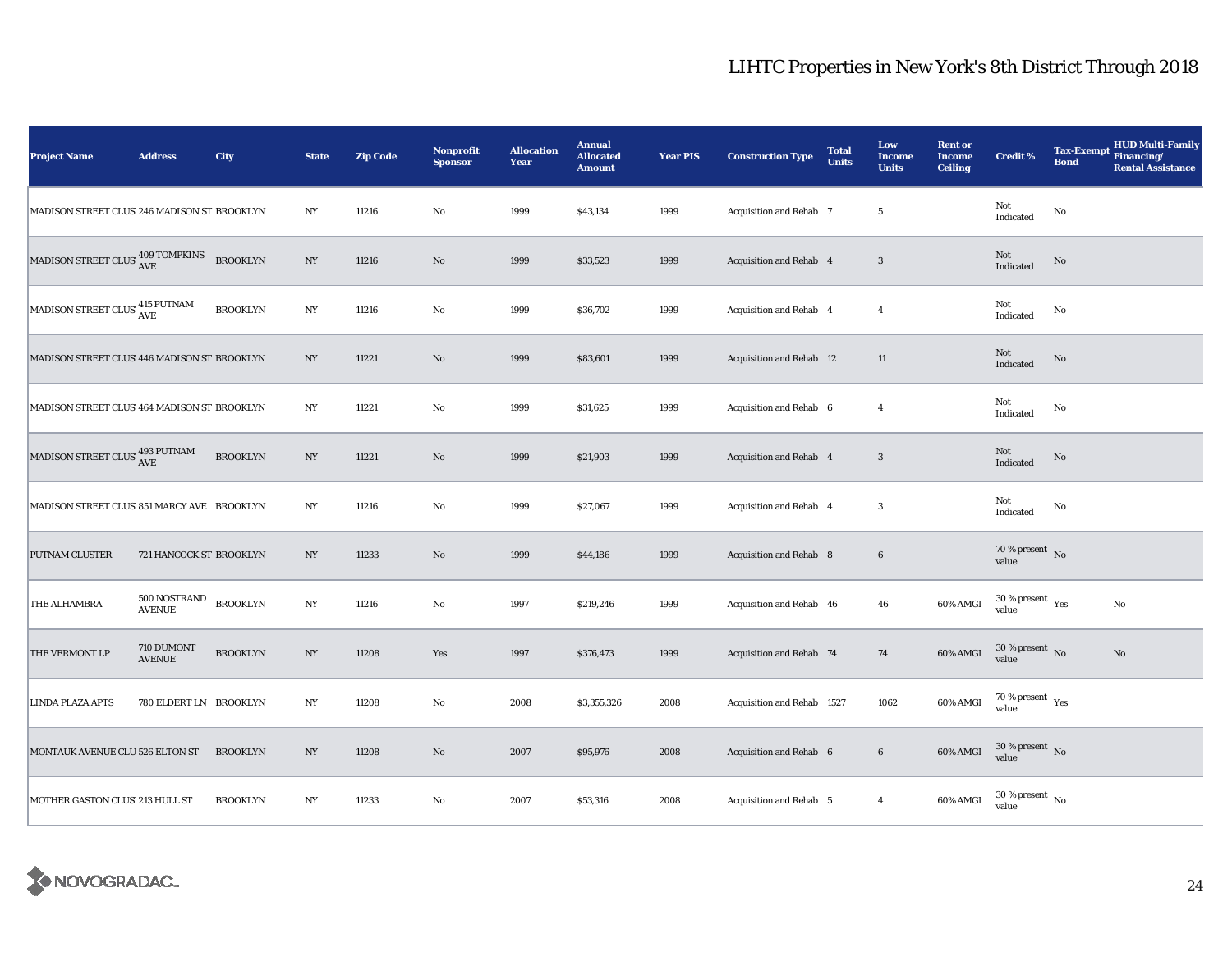# LIHTC Properties in New York's 8th District Through 2018

| Project Name | Address | City | State | Zip Code | Nonprofit Sponsor | Allocation Year | Annual Allocated Amount | Year PIS | Construction Type | Total Units | Low Income Units | Rent or Income Ceiling | Credit % | Tax-Exempt Bond | HUD Multi-Family Financing/ Rental Assistance |
|---|---|---|---|---|---|---|---|---|---|---|---|---|---|---|---|
| MADISON STREET CLUST | 246 MADISON ST | BROOKLYN | NY | 11216 | No | 1999 | $43,134 | 1999 | Acquisition and Rehab | 7 | 5 | | Not Indicated | No | |
| MADISON STREET CLUS | 409 TOMPKINS AVE | BROOKLYN | NY | 11216 | No | 1999 | $33,523 | 1999 | Acquisition and Rehab | 4 | 3 | | Not Indicated | No | |
| MADISON STREET CLUS | 415 PUTNAM AVE | BROOKLYN | NY | 11216 | No | 1999 | $36,702 | 1999 | Acquisition and Rehab | 4 | 4 | | Not Indicated | No | |
| MADISON STREET CLUST | 446 MADISON ST | BROOKLYN | NY | 11221 | No | 1999 | $83,601 | 1999 | Acquisition and Rehab | 12 | 11 | | Not Indicated | No | |
| MADISON STREET CLUST | 464 MADISON ST | BROOKLYN | NY | 11221 | No | 1999 | $31,625 | 1999 | Acquisition and Rehab | 6 | 4 | | Not Indicated | No | |
| MADISON STREET CLUS | 493 PUTNAM AVE | BROOKLYN | NY | 11221 | No | 1999 | $21,903 | 1999 | Acquisition and Rehab | 4 | 3 | | Not Indicated | No | |
| MADISON STREET CLUST | 851 MARCY AVE | BROOKLYN | NY | 11216 | No | 1999 | $27,067 | 1999 | Acquisition and Rehab | 4 | 3 | | Not Indicated | No | |
| PUTNAM CLUSTER | 721 HANCOCK ST | BROOKLYN | NY | 11233 | No | 1999 | $44,186 | 1999 | Acquisition and Rehab | 8 | 6 | | 70 % present value | No | |
| THE ALHAMBRA | 500 NOSTRAND AVENUE | BROOKLYN | NY | 11216 | No | 1997 | $219,246 | 1999 | Acquisition and Rehab | 46 | 46 | 60% AMGI | 30 % present value | Yes | No |
| THE VERMONT LP | 710 DUMONT AVENUE | BROOKLYN | NY | 11208 | Yes | 1997 | $376,473 | 1999 | Acquisition and Rehab | 74 | 74 | 60% AMGI | 30 % present value | No | No |
| LINDA PLAZA APTS | 780 ELDERT LN | BROOKLYN | NY | 11208 | No | 2008 | $3,355,326 | 2008 | Acquisition and Rehab | 1527 | 1062 | 60% AMGI | 70 % present value | Yes | |
| MONTAUK AVENUE CLU | 526 ELTON ST | BROOKLYN | NY | 11208 | No | 2007 | $95,976 | 2008 | Acquisition and Rehab | 6 | 6 | 60% AMGI | 30 % present value | No | |
| MOTHER GASTON CLUS | 213 HULL ST | BROOKLYN | NY | 11233 | No | 2007 | $53,316 | 2008 | Acquisition and Rehab | 5 | 4 | 60% AMGI | 30 % present value | No | |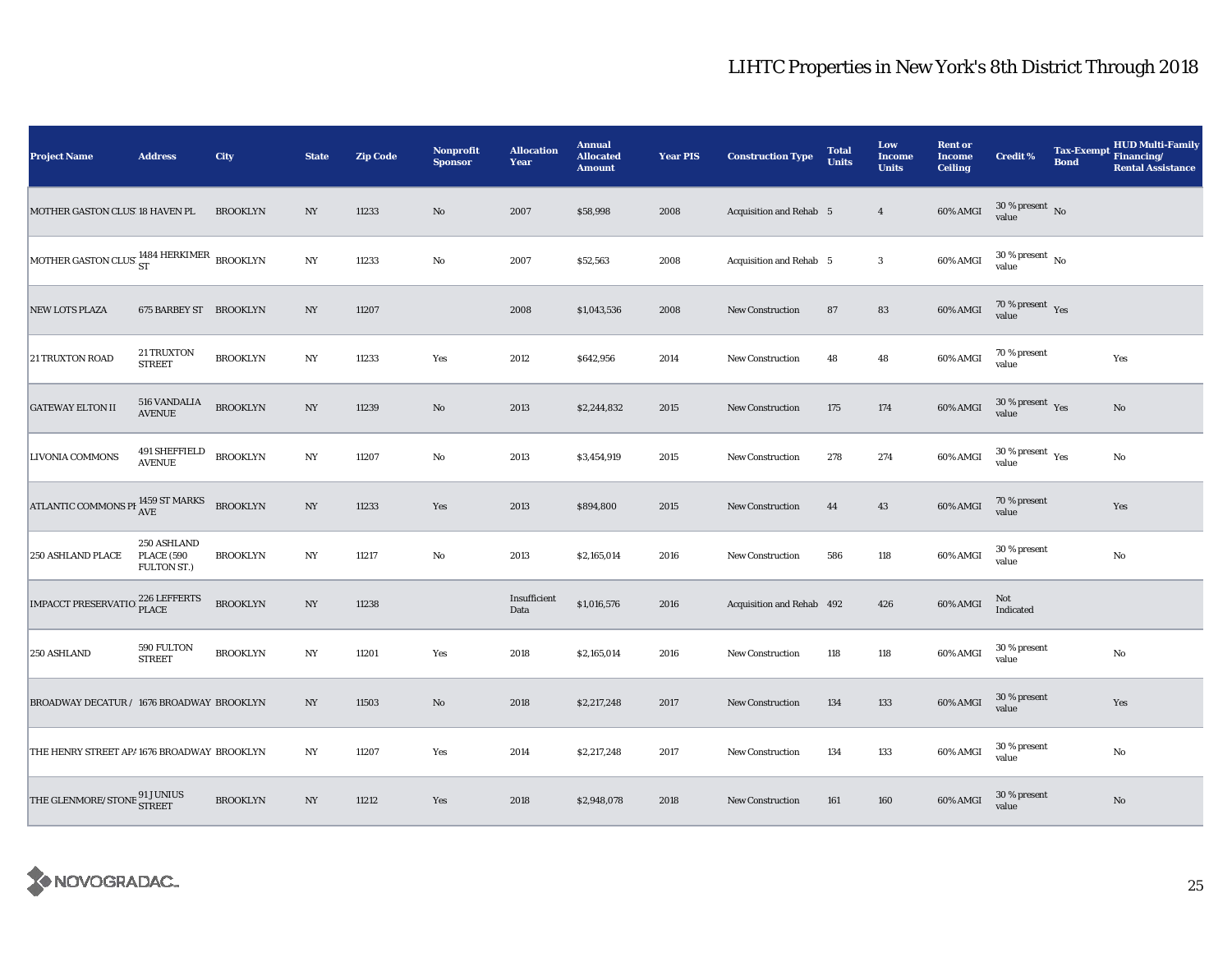# LIHTC Properties in New York's 8th District Through 2018

| Project Name | Address | City | State | Zip Code | Nonprofit Sponsor | Allocation Year | Annual Allocated Amount | Year PIS | Construction Type | Total Units | Low Income Units | Rent or Income Ceiling | Credit % | Tax-Exempt Bond | HUD Multi-Family Financing/ Rental Assistance |
|---|---|---|---|---|---|---|---|---|---|---|---|---|---|---|---|
| MOTHER GASTON CLUS | 18 HAVEN PL | BROOKLYN | NY | 11233 | No | 2007 | $58,998 | 2008 | Acquisition and Rehab | 5 | 4 | 60% AMGI | 30 % present value | No | |
| MOTHER GASTON CLUS | 1484 HERKIMER ST | BROOKLYN | NY | 11233 | No | 2007 | $52,563 | 2008 | Acquisition and Rehab | 5 | 3 | 60% AMGI | 30 % present value | No | |
| NEW LOTS PLAZA | 675 BARBEY ST | BROOKLYN | NY | 11207 | | 2008 | $1,043,536 | 2008 | New Construction | 87 | 83 | 60% AMGI | 70 % present value | Yes | |
| 21 TRUXTON ROAD | 21 TRUXTON STREET | BROOKLYN | NY | 11233 | Yes | 2012 | $642,956 | 2014 | New Construction | 48 | 48 | 60% AMGI | 70 % present value | | Yes |
| GATEWAY ELTON II | 516 VANDALIA AVENUE | BROOKLYN | NY | 11239 | No | 2013 | $2,244,832 | 2015 | New Construction | 175 | 174 | 60% AMGI | 30 % present value | Yes | No |
| LIVONIA COMMONS | 491 SHEFFIELD AVENUE | BROOKLYN | NY | 11207 | No | 2013 | $3,454,919 | 2015 | New Construction | 278 | 274 | 60% AMGI | 30 % present value | Yes | No |
| ATLANTIC COMMONS PH | 1459 ST MARKS AVE | BROOKLYN | NY | 11233 | Yes | 2013 | $894,800 | 2015 | New Construction | 44 | 43 | 60% AMGI | 70 % present value | | Yes |
| 250 ASHLAND PLACE | 250 ASHLAND PLACE (590 FULTON ST.) | BROOKLYN | NY | 11217 | No | 2013 | $2,165,014 | 2016 | New Construction | 586 | 118 | 60% AMGI | 30 % present value | | No |
| IMPACCT PRESERVATIO | 226 LEFFERTS PLACE | BROOKLYN | NY | 11238 | | Insufficient Data | $1,016,576 | 2016 | Acquisition and Rehab | 492 | 426 | 60% AMGI | Not Indicated | | |
| 250 ASHLAND | 590 FULTON STREET | BROOKLYN | NY | 11201 | Yes | 2018 | $2,165,014 | 2016 | New Construction | 118 | 118 | 60% AMGI | 30 % present value | | No |
| BROADWAY DECATUR / | 1676 BROADWAY | BROOKLYN | NY | 11503 | No | 2018 | $2,217,248 | 2017 | New Construction | 134 | 133 | 60% AMGI | 30 % present value | | Yes |
| THE HENRY STREET AP | 1676 BROADWAY | BROOKLYN | NY | 11207 | Yes | 2014 | $2,217,248 | 2017 | New Construction | 134 | 133 | 60% AMGI | 30 % present value | | No |
| THE GLENMORE/STONE | 91 JUNIUS STREET | BROOKLYN | NY | 11212 | Yes | 2018 | $2,948,078 | 2018 | New Construction | 161 | 160 | 60% AMGI | 30 % present value | | No |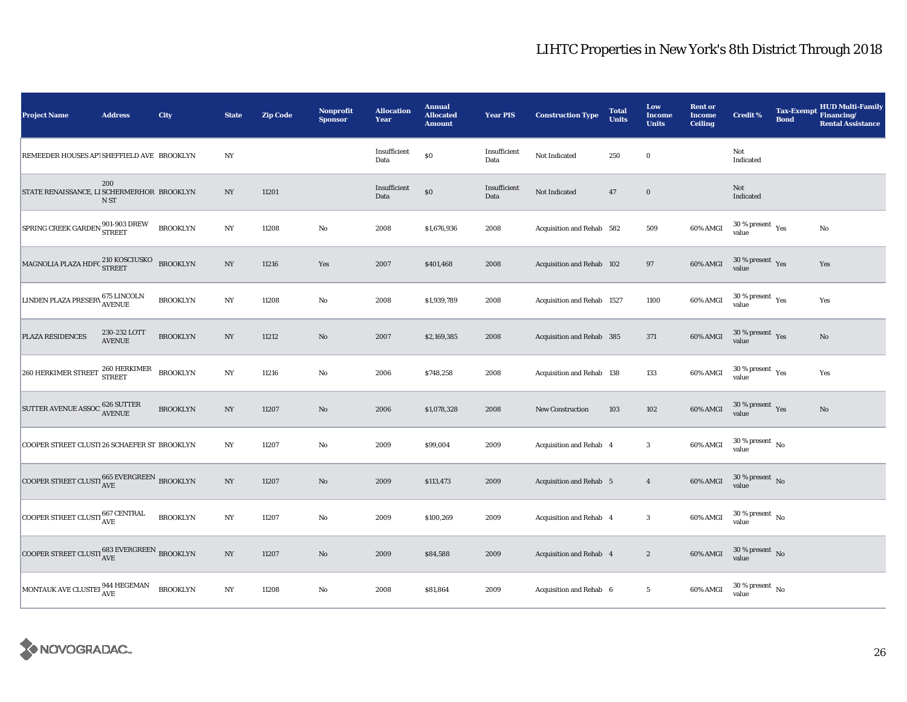# LIHTC Properties in New York's 8th District Through 2018

| Project Name | Address | City | State | Zip Code | Nonprofit Sponsor | Allocation Year | Annual Allocated Amount | Year PIS | Construction Type | Total Units | Low Income Units | Rent or Income Ceiling | Credit % | Tax-Exempt Bond | HUD Multi-Family Financing/ Rental Assistance |
|---|---|---|---|---|---|---|---|---|---|---|---|---|---|---|---|
| REMEEDER HOUSES APT | SHEFFIELD AVE | BROOKLYN | NY | | | Insufficient Data | $0 | Insufficient Data | Not Indicated | 250 | 0 | | Not Indicated | | |
| STATE RENAISSANCE, LI | 200 SCHERMERHORN ST | BROOKLYN | NY | 11201 | | Insufficient Data | $0 | Insufficient Data | Not Indicated | 47 | 0 | | Not Indicated | | |
| SPRING CREEK GARDEN | 901-903 DREW STREET | BROOKLYN | NY | 11208 | No | 2008 | $1,676,936 | 2008 | Acquisition and Rehab | 582 | 509 | 60% AMGI | 30 % present value | Yes | No |
| MAGNOLIA PLAZA HDFC | 210 KOSCIUSKO STREET | BROOKLYN | NY | 11216 | Yes | 2007 | $401,468 | 2008 | Acquisition and Rehab | 102 | 97 | 60% AMGI | 30 % present value | Yes | Yes |
| LINDEN PLAZA PRESERV | 675 LINCOLN AVENUE | BROOKLYN | NY | 11208 | No | 2008 | $1,939,789 | 2008 | Acquisition and Rehab | 1527 | 1100 | 60% AMGI | 30 % present value | Yes | Yes |
| PLAZA RESIDENCES | 230-232 LOTT AVENUE | BROOKLYN | NY | 11212 | No | 2007 | $2,169,385 | 2008 | Acquisition and Rehab | 385 | 371 | 60% AMGI | 30 % present value | Yes | No |
| 260 HERKIMER STREET | 260 HERKIMER STREET | BROOKLYN | NY | 11216 | No | 2006 | $748,258 | 2008 | Acquisition and Rehab | 138 | 133 | 60% AMGI | 30 % present value | Yes | Yes |
| SUTTER AVENUE ASSOC | 626 SUTTER AVENUE | BROOKLYN | NY | 11207 | No | 2006 | $1,078,328 | 2008 | New Construction | 103 | 102 | 60% AMGI | 30 % present value | Yes | No |
| COOPER STREET CLUSTI | 26 SCHAEFER ST | BROOKLYN | NY | 11207 | No | 2009 | $99,004 | 2009 | Acquisition and Rehab | 4 | 3 | 60% AMGI | 30 % present value | No | |
| COOPER STREET CLUSTI | 665 EVERGREEN AVE | BROOKLYN | NY | 11207 | No | 2009 | $113,473 | 2009 | Acquisition and Rehab | 5 | 4 | 60% AMGI | 30 % present value | No | |
| COOPER STREET CLUSTI | 667 CENTRAL AVE | BROOKLYN | NY | 11207 | No | 2009 | $100,269 | 2009 | Acquisition and Rehab | 4 | 3 | 60% AMGI | 30 % present value | No | |
| COOPER STREET CLUSTI | 683 EVERGREEN AVE | BROOKLYN | NY | 11207 | No | 2009 | $84,588 | 2009 | Acquisition and Rehab | 4 | 2 | 60% AMGI | 30 % present value | No | |
| MONTAUK AVE CLUSTER | 944 HEGEMAN AVE | BROOKLYN | NY | 11208 | No | 2008 | $81,864 | 2009 | Acquisition and Rehab | 6 | 5 | 60% AMGI | 30 % present value | No | |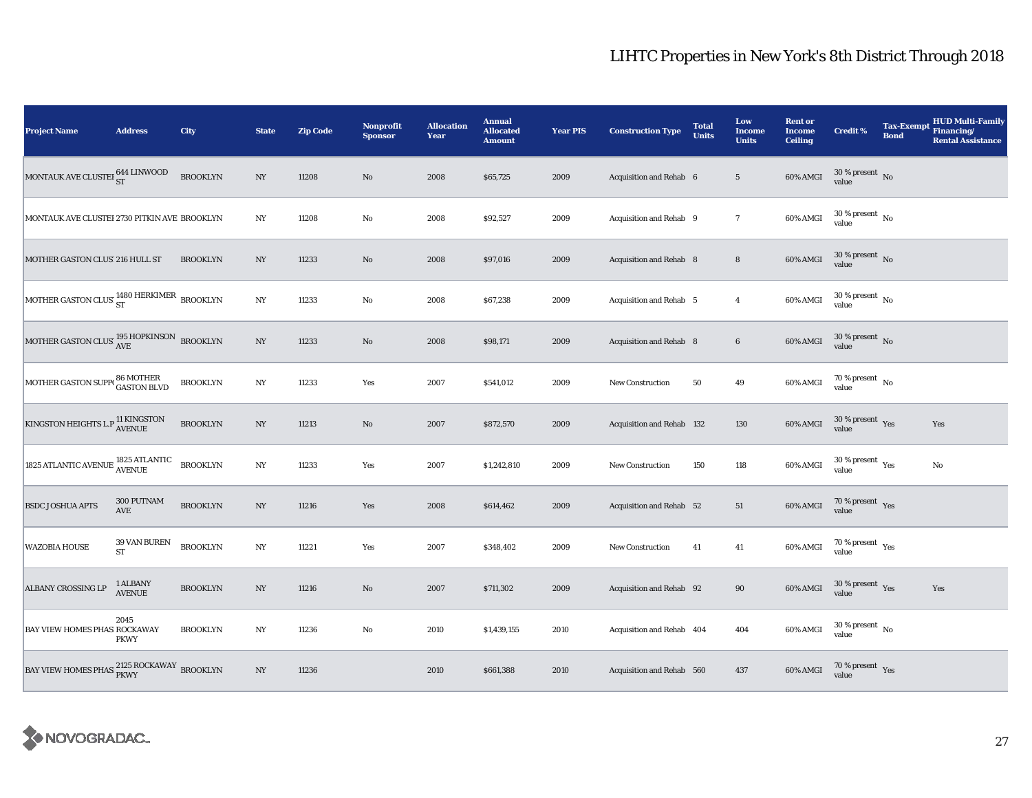# LIHTC Properties in New York's 8th District Through 2018

| Project Name | Address | City | State | Zip Code | Nonprofit Sponsor | Allocation Year | Annual Allocated Amount | Year PIS | Construction Type | Total Units | Low Income Units | Rent or Income Ceiling | Credit % | Tax-Exempt Bond | HUD Multi-Family Financing/ Rental Assistance |
|---|---|---|---|---|---|---|---|---|---|---|---|---|---|---|---|
| MONTAUK AVE CLUSTEI | 644 LINWOOD ST | BROOKLYN | NY | 11208 | No | 2008 | $65,725 | 2009 | Acquisition and Rehab | 6 | 5 | 60% AMGI | 30 % present value | No | |
| MONTAUK AVE CLUSTEI | 2730 PITKIN AVE | BROOKLYN | NY | 11208 | No | 2008 | $92,527 | 2009 | Acquisition and Rehab | 9 | 7 | 60% AMGI | 30 % present value | No | |
| MOTHER GASTON CLUS' | 216 HULL ST | BROOKLYN | NY | 11233 | No | 2008 | $97,016 | 2009 | Acquisition and Rehab | 8 | 8 | 60% AMGI | 30 % present value | No | |
| MOTHER GASTON CLUS' | 1480 HERKIMER ST | BROOKLYN | NY | 11233 | No | 2008 | $67,238 | 2009 | Acquisition and Rehab | 5 | 4 | 60% AMGI | 30 % present value | No | |
| MOTHER GASTON CLUS' | 195 HOPKINSON AVE | BROOKLYN | NY | 11233 | No | 2008 | $98,171 | 2009 | Acquisition and Rehab | 8 | 6 | 60% AMGI | 30 % present value | No | |
| MOTHER GASTON SUPP( | 86 MOTHER GASTON BLVD | BROOKLYN | NY | 11233 | Yes | 2007 | $541,012 | 2009 | New Construction | 50 | 49 | 60% AMGI | 70 % present value | No | |
| KINGSTON HEIGHTS L.P | 11 KINGSTON AVENUE | BROOKLYN | NY | 11213 | No | 2007 | $872,570 | 2009 | Acquisition and Rehab | 132 | 130 | 60% AMGI | 30 % present value | Yes | Yes |
| 1825 ATLANTIC AVENUE | 1825 ATLANTIC AVENUE | BROOKLYN | NY | 11233 | Yes | 2007 | $1,242,810 | 2009 | New Construction | 150 | 118 | 60% AMGI | 30 % present value | Yes | No |
| BSDC JOSHUA APTS | 300 PUTNAM AVE | BROOKLYN | NY | 11216 | Yes | 2008 | $614,462 | 2009 | Acquisition and Rehab | 52 | 51 | 60% AMGI | 70 % present value | Yes | |
| WAZOBIA HOUSE | 39 VAN BUREN ST | BROOKLYN | NY | 11221 | Yes | 2007 | $348,402 | 2009 | New Construction | 41 | 41 | 60% AMGI | 70 % present value | Yes | |
| ALBANY CROSSING LP | 1 ALBANY AVENUE | BROOKLYN | NY | 11216 | No | 2007 | $711,302 | 2009 | Acquisition and Rehab | 92 | 90 | 60% AMGI | 30 % present value | Yes | Yes |
| BAY VIEW HOMES PHAS | 2045 ROCKAWAY PKWY | BROOKLYN | NY | 11236 | No | 2010 | $1,439,155 | 2010 | Acquisition and Rehab | 404 | 404 | 60% AMGI | 30 % present value | No | |
| BAY VIEW HOMES PHAS | 2125 ROCKAWAY PKWY | BROOKLYN | NY | 11236 | | 2010 | $661,388 | 2010 | Acquisition and Rehab | 560 | 437 | 60% AMGI | 70 % present value | Yes | |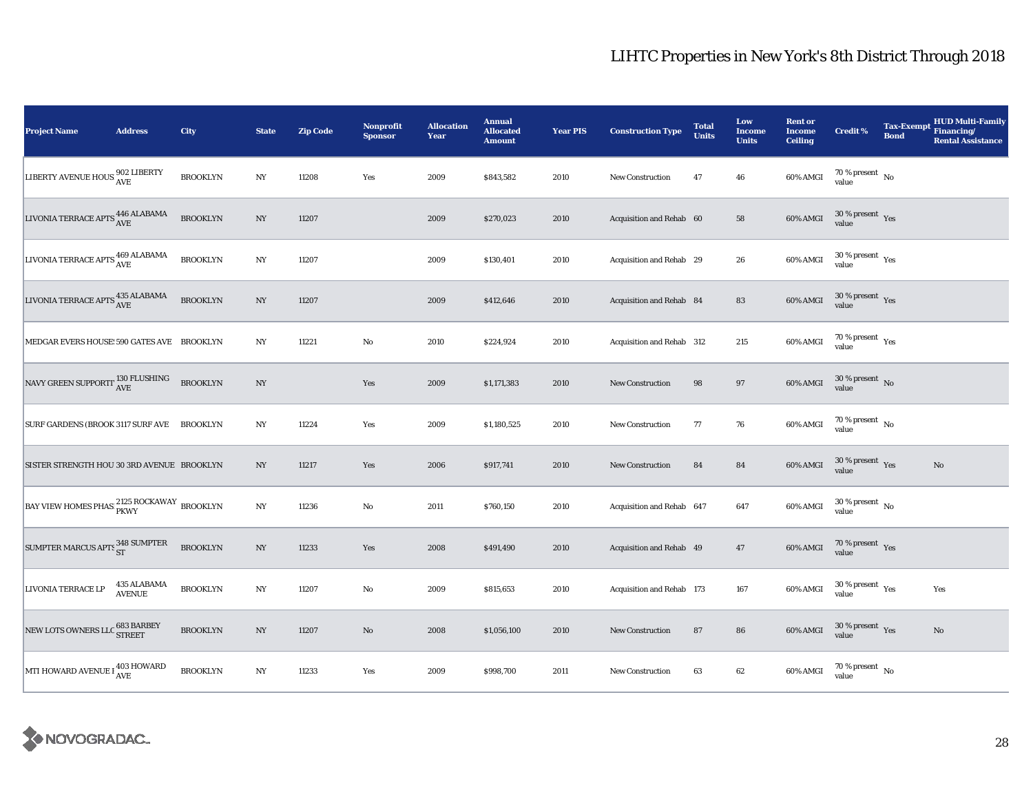# LIHTC Properties in New York's 8th District Through 2018

| Project Name | Address | City | State | Zip Code | Nonprofit Sponsor | Allocation Year | Annual Allocated Amount | Year PIS | Construction Type | Total Units | Low Income Units | Rent or Income Ceiling | Credit % | Tax-Exempt Bond | HUD Multi-Family Financing/ Rental Assistance |
|---|---|---|---|---|---|---|---|---|---|---|---|---|---|---|---|
| LIBERTY AVENUE HOUS | 902 LIBERTY AVE | BROOKLYN | NY | 11208 | Yes | 2009 | $843,582 | 2010 | New Construction | 47 | 46 | 60% AMGI | 70 % present value | No | |
| LIVONIA TERRACE APTS | 446 ALABAMA AVE | BROOKLYN | NY | 11207 | | 2009 | $270,023 | 2010 | Acquisition and Rehab | 60 | 58 | 60% AMGI | 30 % present value | Yes | |
| LIVONIA TERRACE APTS | 469 ALABAMA AVE | BROOKLYN | NY | 11207 | | 2009 | $130,401 | 2010 | Acquisition and Rehab | 29 | 26 | 60% AMGI | 30 % present value | Yes | |
| LIVONIA TERRACE APTS | 435 ALABAMA AVE | BROOKLYN | NY | 11207 | | 2009 | $412,646 | 2010 | Acquisition and Rehab | 84 | 83 | 60% AMGI | 30 % present value | Yes | |
| MEDGAR EVERS HOUSES | 590 GATES AVE | BROOKLYN | NY | 11221 | No | 2010 | $224,924 | 2010 | Acquisition and Rehab | 312 | 215 | 60% AMGI | 70 % present value | Yes | |
| NAVY GREEN SUPPORTI | 130 FLUSHING AVE | BROOKLYN | NY | | Yes | 2009 | $1,171,383 | 2010 | New Construction | 98 | 97 | 60% AMGI | 30 % present value | No | |
| SURF GARDENS (BROOK | 3117 SURF AVE | BROOKLYN | NY | 11224 | Yes | 2009 | $1,180,525 | 2010 | New Construction | 77 | 76 | 60% AMGI | 70 % present value | No | |
| SISTER STRENGTH HOU | 30 3RD AVENUE | BROOKLYN | NY | 11217 | Yes | 2006 | $917,741 | 2010 | New Construction | 84 | 84 | 60% AMGI | 30 % present value | Yes | No |
| BAY VIEW HOMES PHAS | 2125 ROCKAWAY PKWY | BROOKLYN | NY | 11236 | No | 2011 | $760,150 | 2010 | Acquisition and Rehab | 647 | 647 | 60% AMGI | 30 % present value | No | |
| SUMPTER MARCUS APTS | 348 SUMPTER ST | BROOKLYN | NY | 11233 | Yes | 2008 | $491,490 | 2010 | Acquisition and Rehab | 49 | 47 | 60% AMGI | 70 % present value | Yes | |
| LIVONIA TERRACE LP | 435 ALABAMA AVENUE | BROOKLYN | NY | 11207 | No | 2009 | $815,653 | 2010 | Acquisition and Rehab | 173 | 167 | 60% AMGI | 30 % present value | Yes | Yes |
| NEW LOTS OWNERS LLC | 683 BARBEY STREET | BROOKLYN | NY | 11207 | No | 2008 | $1,056,100 | 2010 | New Construction | 87 | 86 | 60% AMGI | 30 % present value | Yes | No |
| MTI HOWARD AVENUE I | 403 HOWARD AVE | BROOKLYN | NY | 11233 | Yes | 2009 | $998,700 | 2011 | New Construction | 63 | 62 | 60% AMGI | 70 % present value | No | |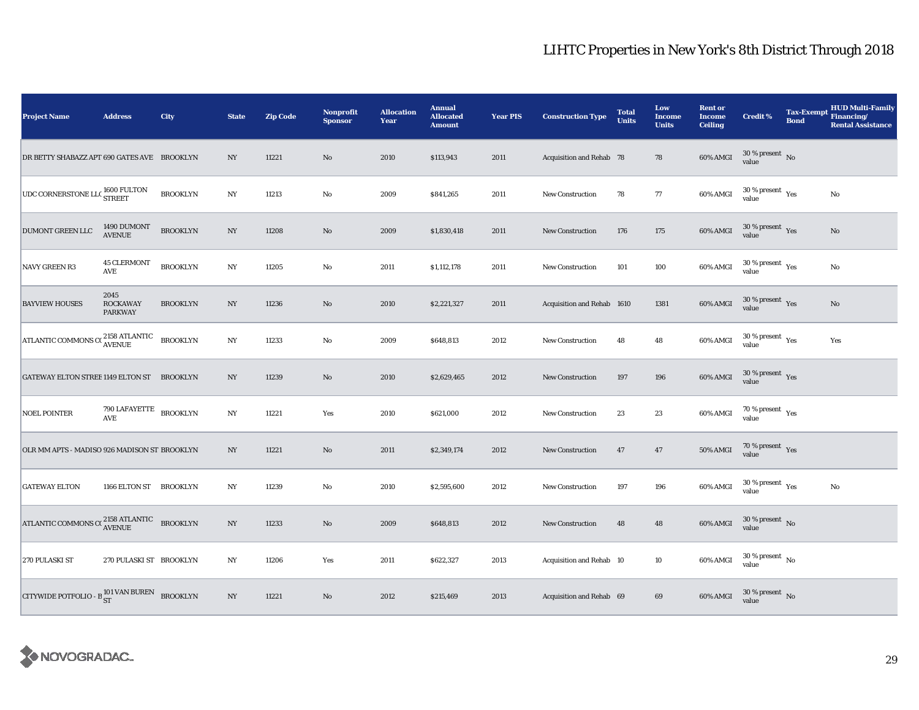# LIHTC Properties in New York's 8th District Through 2018

| Project Name | Address | City | State | Zip Code | Nonprofit Sponsor | Allocation Year | Annual Allocated Amount | Year PIS | Construction Type | Total Units | Low Income Units | Rent or Income Ceiling | Credit % | Tax-Exempt Bond | HUD Multi-Family Financing/ Rental Assistance |
|---|---|---|---|---|---|---|---|---|---|---|---|---|---|---|---|
| DR BETTY SHABAZZ APT | 690 GATES AVE | BROOKLYN | NY | 11221 | No | 2010 | $113,943 | 2011 | Acquisition and Rehab | 78 | 78 | 60% AMGI | 30 % present value | No | |
| UDC CORNERSTONE LLC | 1600 FULTON STREET | BROOKLYN | NY | 11213 | No | 2009 | $841,265 | 2011 | New Construction | 78 | 77 | 60% AMGI | 30 % present value | Yes | No |
| DUMONT GREEN LLC | 1490 DUMONT AVENUE | BROOKLYN | NY | 11208 | No | 2009 | $1,830,418 | 2011 | New Construction | 176 | 175 | 60% AMGI | 30 % present value | Yes | No |
| NAVY GREEN R3 | 45 CLERMONT AVE | BROOKLYN | NY | 11205 | No | 2011 | $1,112,178 | 2011 | New Construction | 101 | 100 | 60% AMGI | 30 % present value | Yes | No |
| BAYVIEW HOUSES | 2045 ROCKAWAY PARKWAY | BROOKLYN | NY | 11236 | No | 2010 | $2,221,327 | 2011 | Acquisition and Rehab | 1610 | 1381 | 60% AMGI | 30 % present value | Yes | No |
| ATLANTIC COMMONS CO | 2158 ATLANTIC AVENUE | BROOKLYN | NY | 11233 | No | 2009 | $648,813 | 2012 | New Construction | 48 | 48 | 60% AMGI | 30 % present value | Yes | Yes |
| GATEWAY ELTON STREET | 1149 ELTON ST | BROOKLYN | NY | 11239 | No | 2010 | $2,629,465 | 2012 | New Construction | 197 | 196 | 60% AMGI | 30 % present value | Yes | |
| NOEL POINTER | 790 LAFAYETTE AVE | BROOKLYN | NY | 11221 | Yes | 2010 | $621,000 | 2012 | New Construction | 23 | 23 | 60% AMGI | 70 % present value | Yes | |
| OLR MM APTS - MADISO | 926 MADISON ST | BROOKLYN | NY | 11221 | No | 2011 | $2,349,174 | 2012 | New Construction | 47 | 47 | 50% AMGI | 70 % present value | Yes | |
| GATEWAY ELTON | 1166 ELTON ST | BROOKLYN | NY | 11239 | No | 2010 | $2,595,600 | 2012 | New Construction | 197 | 196 | 60% AMGI | 30 % present value | Yes | No |
| ATLANTIC COMMONS CO | 2158 ATLANTIC AVENUE | BROOKLYN | NY | 11233 | No | 2009 | $648,813 | 2012 | New Construction | 48 | 48 | 60% AMGI | 30 % present value | No | |
| 270 PULASKI ST | 270 PULASKI ST | BROOKLYN | NY | 11206 | Yes | 2011 | $622,327 | 2013 | Acquisition and Rehab | 10 | 10 | 60% AMGI | 30 % present value | No | |
| CITYWIDE POTFOLIO - B | 101 VAN BUREN ST | BROOKLYN | NY | 11221 | No | 2012 | $215,469 | 2013 | Acquisition and Rehab | 69 | 69 | 60% AMGI | 30 % present value | No | |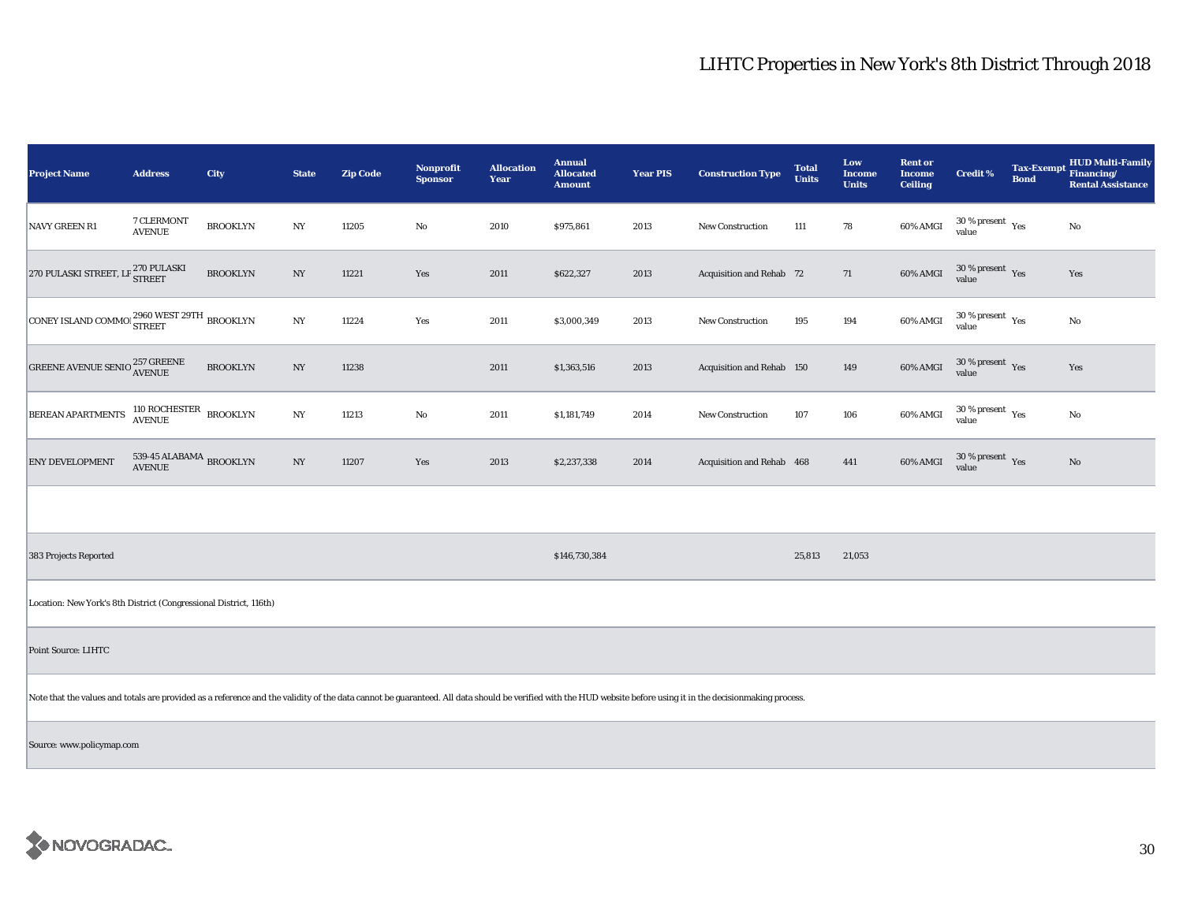| Project Name | Address | City | State | Zip Code | Nonprofit Sponsor | Allocation Year | Annual Allocated Amount | Year PIS | Construction Type | Total Units | Low Income Units | Rent or Income Ceiling | Credit % | Tax-Exempt Bond | HUD Multi-Family Financing/ Rental Assistance |
|---|---|---|---|---|---|---|---|---|---|---|---|---|---|---|---|
| NAVY GREEN R1 | 7 CLERMONT AVENUE | BROOKLYN | NY | 11205 | No | 2010 | $975,861 | 2013 | New Construction | 111 | 78 | 60% AMGI | 30 % present value | Yes | No |
| 270 PULASKI STREET, LP | 270 PULASKI STREET | BROOKLYN | NY | 11221 | Yes | 2011 | $622,327 | 2013 | Acquisition and Rehab | 72 | 71 | 60% AMGI | 30 % present value | Yes | Yes |
| CONEY ISLAND COMMO | 2960 WEST 29TH STREET | BROOKLYN | NY | 11224 | Yes | 2011 | $3,000,349 | 2013 | New Construction | 195 | 194 | 60% AMGI | 30 % present value | Yes | No |
| GREENE AVENUE SENIO | 257 GREENE AVENUE | BROOKLYN | NY | 11238 | | 2011 | $1,363,516 | 2013 | Acquisition and Rehab | 150 | 149 | 60% AMGI | 30 % present value | Yes | Yes |
| BEREAN APARTMENTS | 110 ROCHESTER AVENUE | BROOKLYN | NY | 11213 | No | 2011 | $1,181,749 | 2014 | New Construction | 107 | 106 | 60% AMGI | 30 % present value | Yes | No |
| ENY DEVELOPMENT | 539-45 ALABAMA AVENUE | BROOKLYN | NY | 11207 | Yes | 2013 | $2,237,338 | 2014 | Acquisition and Rehab | 468 | 441 | 60% AMGI | 30 % present value | Yes | No |
| | | | | | | | | | | | | | | | |
| 383 Projects Reported | | | | | | | $146,730,384 | | | 25,813 | 21,053 | | | | |

Location: New York's 8th District (Congressional District, 116th)

Point Source: LIHTC

Note that the values and totals are provided as a reference and the validity of the data cannot be guaranteed. All data should be verified with the HUD website before using it in the decisionmaking process.

Source: www.policymap.com